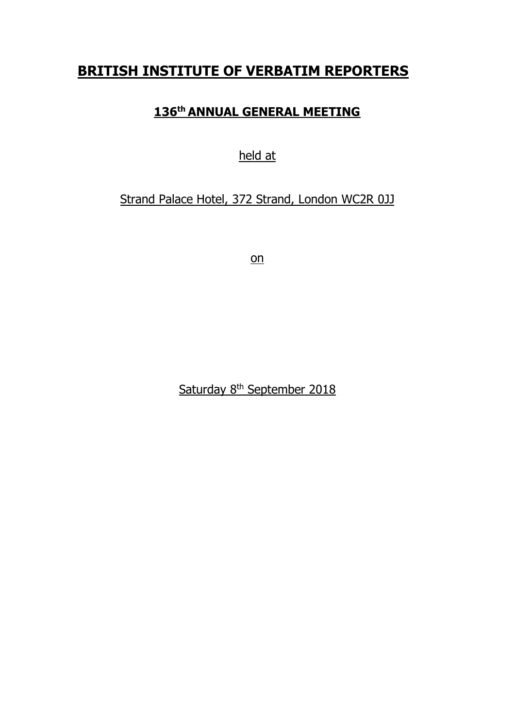# BRITISH INSTITUTE OF VERBATIM REPORTERS

## 136th ANNUAL GENERAL MEETING

held at

Strand Palace Hotel, 372 Strand, London WC2R 0JJ

on

Saturday 8th September 2018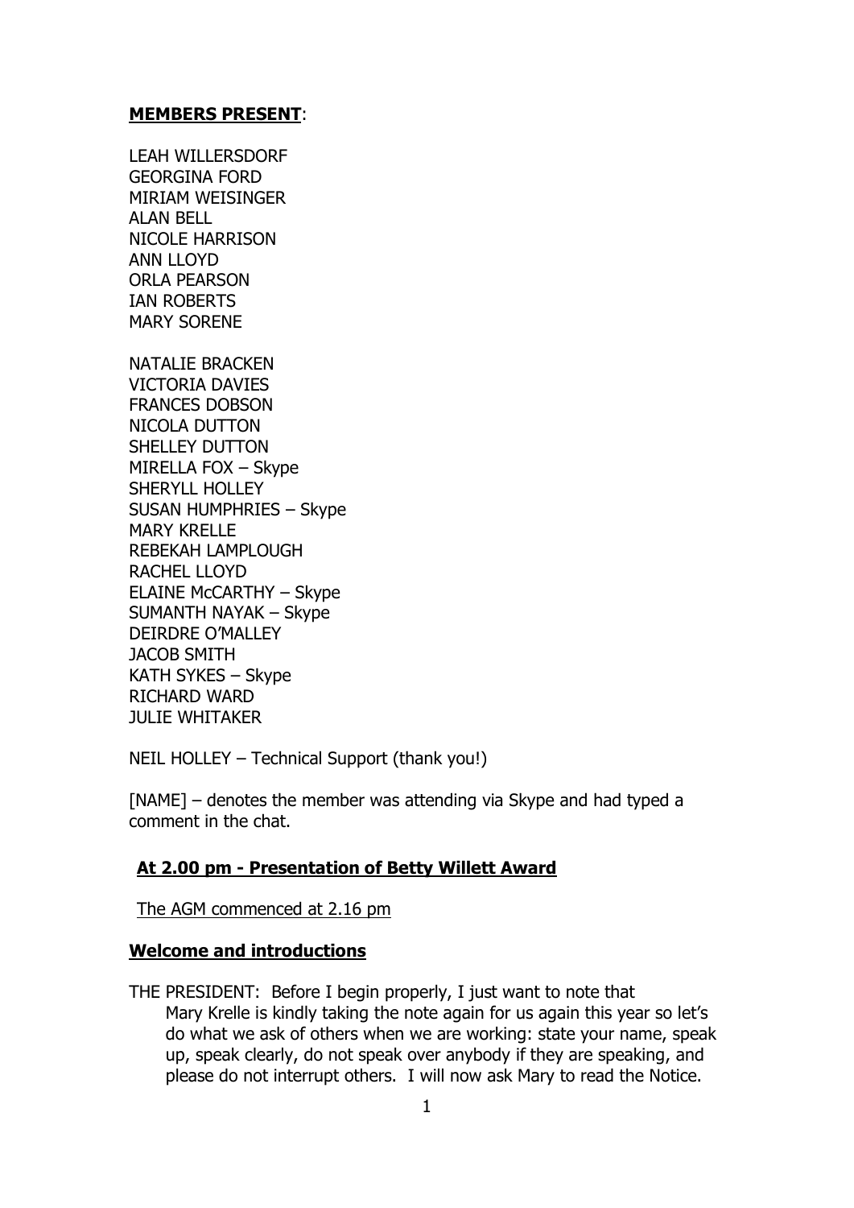**MEMBERS PRESENT**:

LEAH WILLERSDORF
GEORGINA FORD
MIRIAM WEISINGER
ALAN BELL
NICOLE HARRISON
ANN LLOYD
ORLA PEARSON
IAN ROBERTS
MARY SORENE

NATALIE BRACKEN
VICTORIA DAVIES
FRANCES DOBSON
NICOLA DUTTON
SHELLEY DUTTON
MIRELLA FOX – Skype
SHERYLL HOLLEY
SUSAN HUMPHRIES – Skype
MARY KRELLE
REBEKAH LAMPLOUGH
RACHEL LLOYD
ELAINE McCARTHY – Skype
SUMANTH NAYAK – Skype
DEIRDRE O'MALLEY
JACOB SMITH
KATH SYKES – Skype
RICHARD WARD
JULIE WHITAKER

NEIL HOLLEY – Technical Support (thank you!)

[NAME] – denotes the member was attending via Skype and had typed a comment in the chat.

**At 2.00 pm - Presentation of Betty Willett Award**

The AGM commenced at 2.16 pm

**Welcome and introductions**

THE PRESIDENT: Before I begin properly, I just want to note that Mary Krelle is kindly taking the note again for us again this year so let's do what we ask of others when we are working: state your name, speak up, speak clearly, do not speak over anybody if they are speaking, and please do not interrupt others. I will now ask Mary to read the Notice.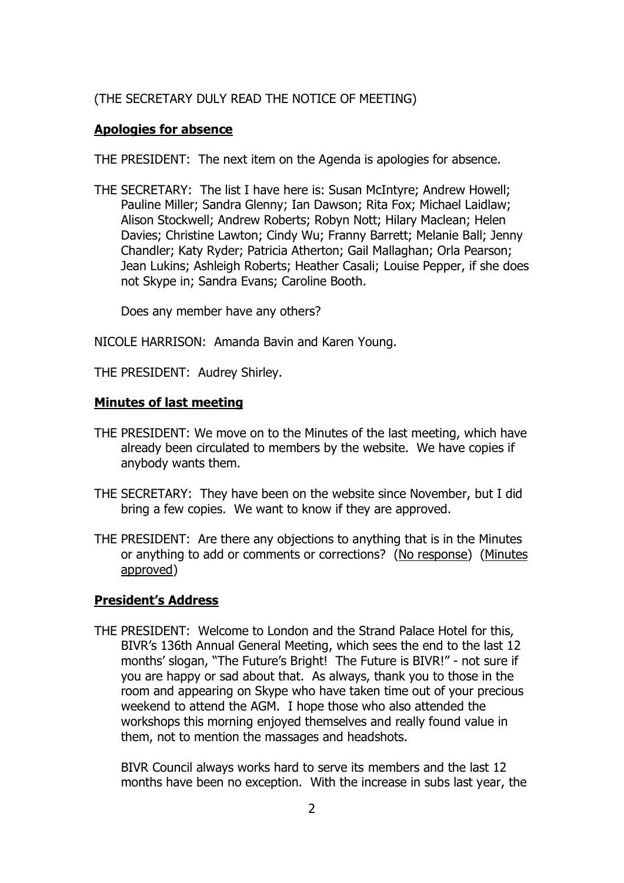(THE SECRETARY DULY READ THE NOTICE OF MEETING)

**Apologies for absence**

THE PRESIDENT: The next item on the Agenda is apologies for absence.

THE SECRETARY: The list I have here is: Susan McIntyre; Andrew Howell; Pauline Miller; Sandra Glenny; Ian Dawson; Rita Fox; Michael Laidlaw; Alison Stockwell; Andrew Roberts; Robyn Nott; Hilary Maclean; Helen Davies; Christine Lawton; Cindy Wu; Franny Barrett; Melanie Ball; Jenny Chandler; Katy Ryder; Patricia Atherton; Gail Mallaghan; Orla Pearson; Jean Lukins; Ashleigh Roberts; Heather Casali; Louise Pepper, if she does not Skype in; Sandra Evans; Caroline Booth.

Does any member have any others?

NICOLE HARRISON: Amanda Bavin and Karen Young.

THE PRESIDENT: Audrey Shirley.

**Minutes of last meeting**

THE PRESIDENT: We move on to the Minutes of the last meeting, which have already been circulated to members by the website. We have copies if anybody wants them.

THE SECRETARY: They have been on the website since November, but I did bring a few copies. We want to know if they are approved.

THE PRESIDENT: Are there any objections to anything that is in the Minutes or anything to add or comments or corrections? (No response) (Minutes approved)

**President's Address**

THE PRESIDENT: Welcome to London and the Strand Palace Hotel for this, BIVR's 136th Annual General Meeting, which sees the end to the last 12 months' slogan, "The Future's Bright! The Future is BIVR!" - not sure if you are happy or sad about that. As always, thank you to those in the room and appearing on Skype who have taken time out of your precious weekend to attend the AGM. I hope those who also attended the workshops this morning enjoyed themselves and really found value in them, not to mention the massages and headshots.

BIVR Council always works hard to serve its members and the last 12 months have been no exception. With the increase in subs last year, the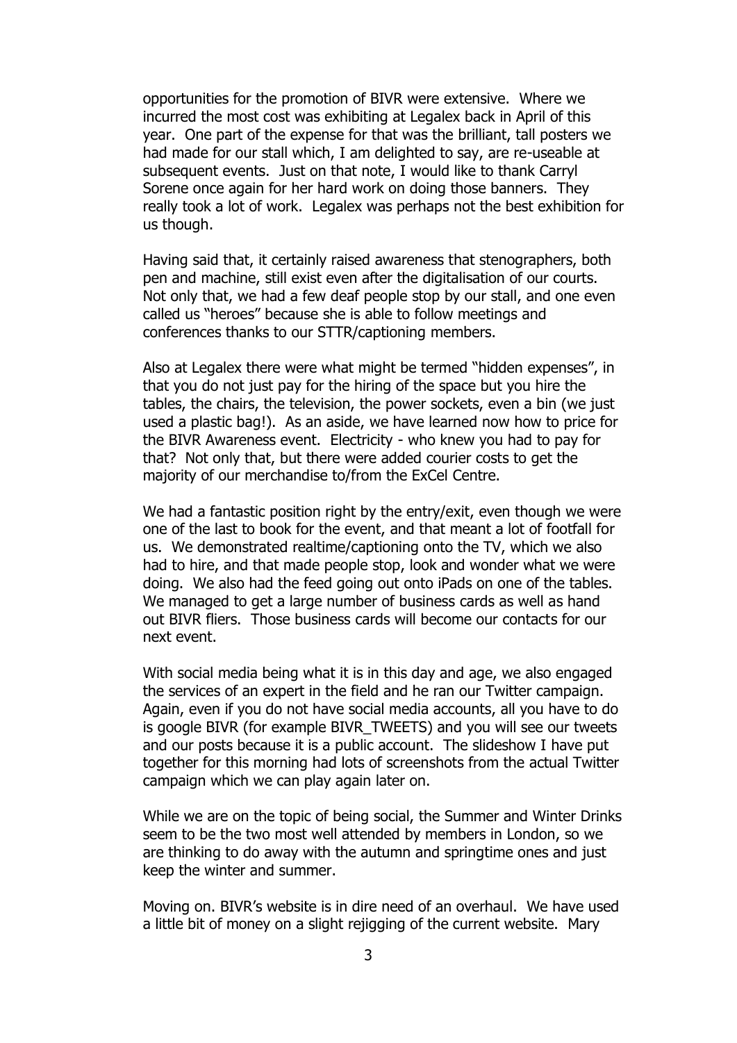opportunities for the promotion of BIVR were extensive. Where we incurred the most cost was exhibiting at Legalex back in April of this year. One part of the expense for that was the brilliant, tall posters we had made for our stall which, I am delighted to say, are re-useable at subsequent events. Just on that note, I would like to thank Carryl Sorene once again for her hard work on doing those banners. They really took a lot of work. Legalex was perhaps not the best exhibition for us though.

Having said that, it certainly raised awareness that stenographers, both pen and machine, still exist even after the digitalisation of our courts. Not only that, we had a few deaf people stop by our stall, and one even called us "heroes" because she is able to follow meetings and conferences thanks to our STTR/captioning members.

Also at Legalex there were what might be termed "hidden expenses", in that you do not just pay for the hiring of the space but you hire the tables, the chairs, the television, the power sockets, even a bin (we just used a plastic bag!). As an aside, we have learned now how to price for the BIVR Awareness event. Electricity - who knew you had to pay for that? Not only that, but there were added courier costs to get the majority of our merchandise to/from the ExCel Centre.

We had a fantastic position right by the entry/exit, even though we were one of the last to book for the event, and that meant a lot of footfall for us. We demonstrated realtime/captioning onto the TV, which we also had to hire, and that made people stop, look and wonder what we were doing. We also had the feed going out onto iPads on one of the tables. We managed to get a large number of business cards as well as hand out BIVR fliers. Those business cards will become our contacts for our next event.

With social media being what it is in this day and age, we also engaged the services of an expert in the field and he ran our Twitter campaign. Again, even if you do not have social media accounts, all you have to do is google BIVR (for example BIVR_TWEETS) and you will see our tweets and our posts because it is a public account. The slideshow I have put together for this morning had lots of screenshots from the actual Twitter campaign which we can play again later on.

While we are on the topic of being social, the Summer and Winter Drinks seem to be the two most well attended by members in London, so we are thinking to do away with the autumn and springtime ones and just keep the winter and summer.

Moving on. BIVR's website is in dire need of an overhaul. We have used a little bit of money on a slight rejigging of the current website. Mary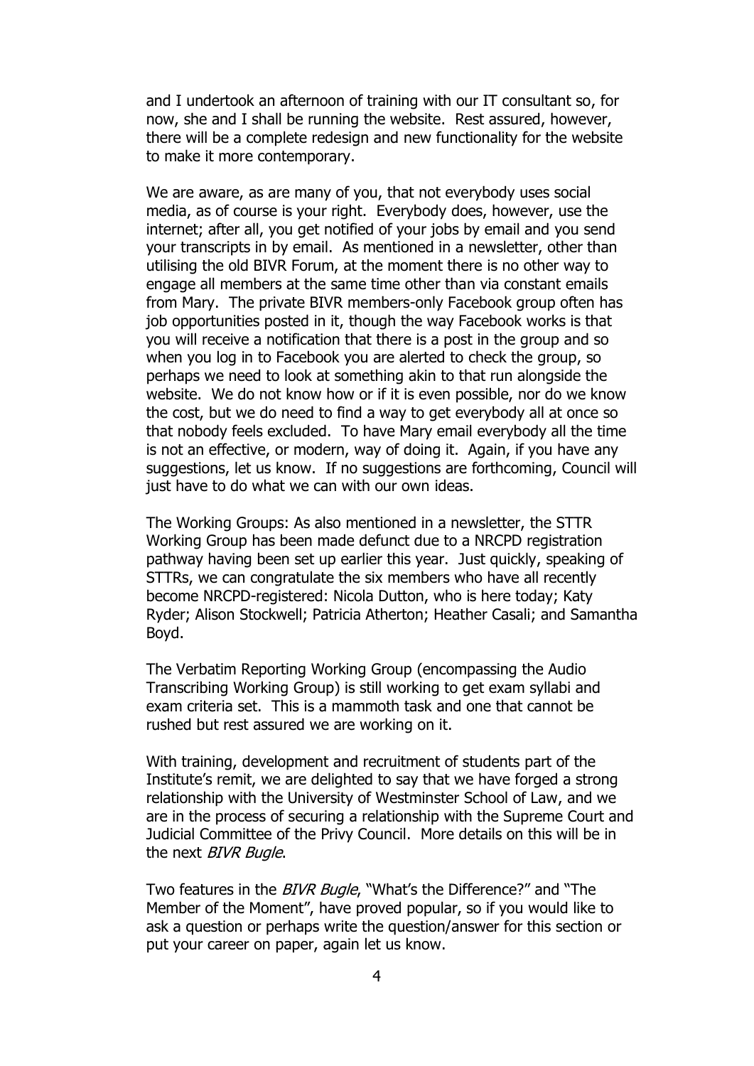and I undertook an afternoon of training with our IT consultant so, for now, she and I shall be running the website. Rest assured, however, there will be a complete redesign and new functionality for the website to make it more contemporary.

We are aware, as are many of you, that not everybody uses social media, as of course is your right. Everybody does, however, use the internet; after all, you get notified of your jobs by email and you send your transcripts in by email. As mentioned in a newsletter, other than utilising the old BIVR Forum, at the moment there is no other way to engage all members at the same time other than via constant emails from Mary. The private BIVR members-only Facebook group often has job opportunities posted in it, though the way Facebook works is that you will receive a notification that there is a post in the group and so when you log in to Facebook you are alerted to check the group, so perhaps we need to look at something akin to that run alongside the website. We do not know how or if it is even possible, nor do we know the cost, but we do need to find a way to get everybody all at once so that nobody feels excluded. To have Mary email everybody all the time is not an effective, or modern, way of doing it. Again, if you have any suggestions, let us know. If no suggestions are forthcoming, Council will just have to do what we can with our own ideas.

The Working Groups: As also mentioned in a newsletter, the STTR Working Group has been made defunct due to a NRCPD registration pathway having been set up earlier this year. Just quickly, speaking of STTRs, we can congratulate the six members who have all recently become NRCPD-registered: Nicola Dutton, who is here today; Katy Ryder; Alison Stockwell; Patricia Atherton; Heather Casali; and Samantha Boyd.

The Verbatim Reporting Working Group (encompassing the Audio Transcribing Working Group) is still working to get exam syllabi and exam criteria set. This is a mammoth task and one that cannot be rushed but rest assured we are working on it.

With training, development and recruitment of students part of the Institute's remit, we are delighted to say that we have forged a strong relationship with the University of Westminster School of Law, and we are in the process of securing a relationship with the Supreme Court and Judicial Committee of the Privy Council. More details on this will be in the next *BIVR Bugle*.

Two features in the *BIVR Bugle*, "What's the Difference?" and "The Member of the Moment", have proved popular, so if you would like to ask a question or perhaps write the question/answer for this section or put your career on paper, again let us know.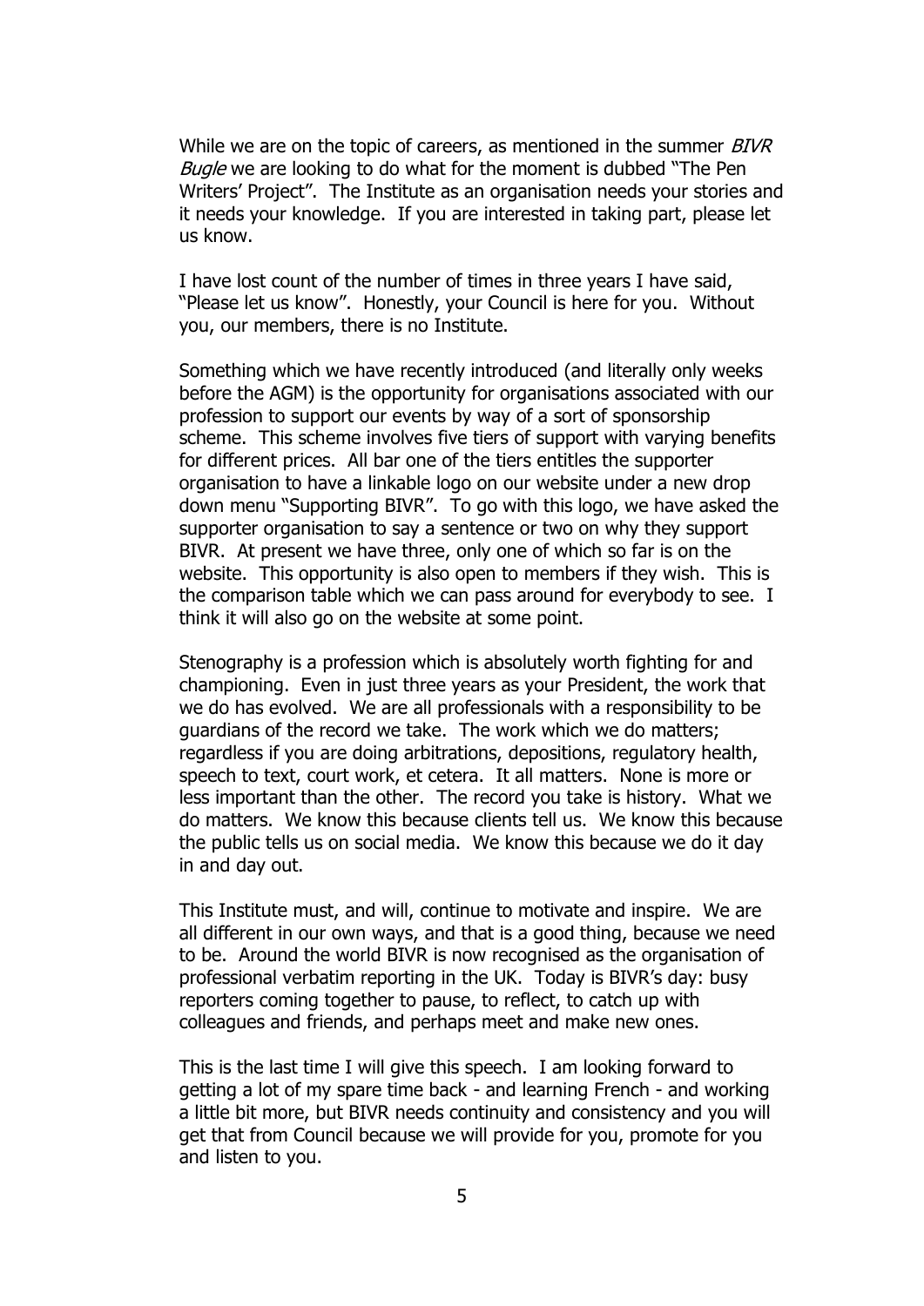While we are on the topic of careers, as mentioned in the summer *BIVR Bugle* we are looking to do what for the moment is dubbed "The Pen Writers' Project". The Institute as an organisation needs your stories and it needs your knowledge. If you are interested in taking part, please let us know.

I have lost count of the number of times in three years I have said, "Please let us know". Honestly, your Council is here for you. Without you, our members, there is no Institute.

Something which we have recently introduced (and literally only weeks before the AGM) is the opportunity for organisations associated with our profession to support our events by way of a sort of sponsorship scheme. This scheme involves five tiers of support with varying benefits for different prices. All bar one of the tiers entitles the supporter organisation to have a linkable logo on our website under a new drop down menu "Supporting BIVR". To go with this logo, we have asked the supporter organisation to say a sentence or two on why they support BIVR. At present we have three, only one of which so far is on the website. This opportunity is also open to members if they wish. This is the comparison table which we can pass around for everybody to see. I think it will also go on the website at some point.

Stenography is a profession which is absolutely worth fighting for and championing. Even in just three years as your President, the work that we do has evolved. We are all professionals with a responsibility to be guardians of the record we take. The work which we do matters; regardless if you are doing arbitrations, depositions, regulatory health, speech to text, court work, et cetera. It all matters. None is more or less important than the other. The record you take is history. What we do matters. We know this because clients tell us. We know this because the public tells us on social media. We know this because we do it day in and day out.

This Institute must, and will, continue to motivate and inspire. We are all different in our own ways, and that is a good thing, because we need to be. Around the world BIVR is now recognised as the organisation of professional verbatim reporting in the UK. Today is BIVR's day: busy reporters coming together to pause, to reflect, to catch up with colleagues and friends, and perhaps meet and make new ones.

This is the last time I will give this speech. I am looking forward to getting a lot of my spare time back - and learning French - and working a little bit more, but BIVR needs continuity and consistency and you will get that from Council because we will provide for you, promote for you and listen to you.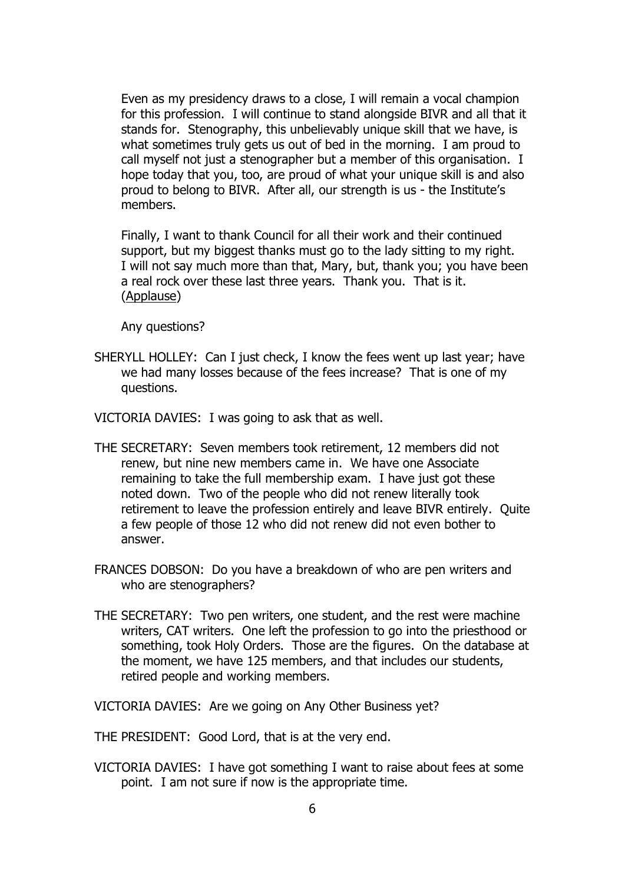Even as my presidency draws to a close, I will remain a vocal champion for this profession. I will continue to stand alongside BIVR and all that it stands for. Stenography, this unbelievably unique skill that we have, is what sometimes truly gets us out of bed in the morning. I am proud to call myself not just a stenographer but a member of this organisation. I hope today that you, too, are proud of what your unique skill is and also proud to belong to BIVR. After all, our strength is us - the Institute's members.

Finally, I want to thank Council for all their work and their continued support, but my biggest thanks must go to the lady sitting to my right. I will not say much more than that, Mary, but, thank you; you have been a real rock over these last three years. Thank you. That is it. (Applause)

Any questions?

SHERYLL HOLLEY: Can I just check, I know the fees went up last year; have we had many losses because of the fees increase? That is one of my questions.

VICTORIA DAVIES: I was going to ask that as well.

THE SECRETARY: Seven members took retirement, 12 members did not renew, but nine new members came in. We have one Associate remaining to take the full membership exam. I have just got these noted down. Two of the people who did not renew literally took retirement to leave the profession entirely and leave BIVR entirely. Quite a few people of those 12 who did not renew did not even bother to answer.

FRANCES DOBSON: Do you have a breakdown of who are pen writers and who are stenographers?

THE SECRETARY: Two pen writers, one student, and the rest were machine writers, CAT writers. One left the profession to go into the priesthood or something, took Holy Orders. Those are the figures. On the database at the moment, we have 125 members, and that includes our students, retired people and working members.

VICTORIA DAVIES: Are we going on Any Other Business yet?

THE PRESIDENT: Good Lord, that is at the very end.

VICTORIA DAVIES: I have got something I want to raise about fees at some point. I am not sure if now is the appropriate time.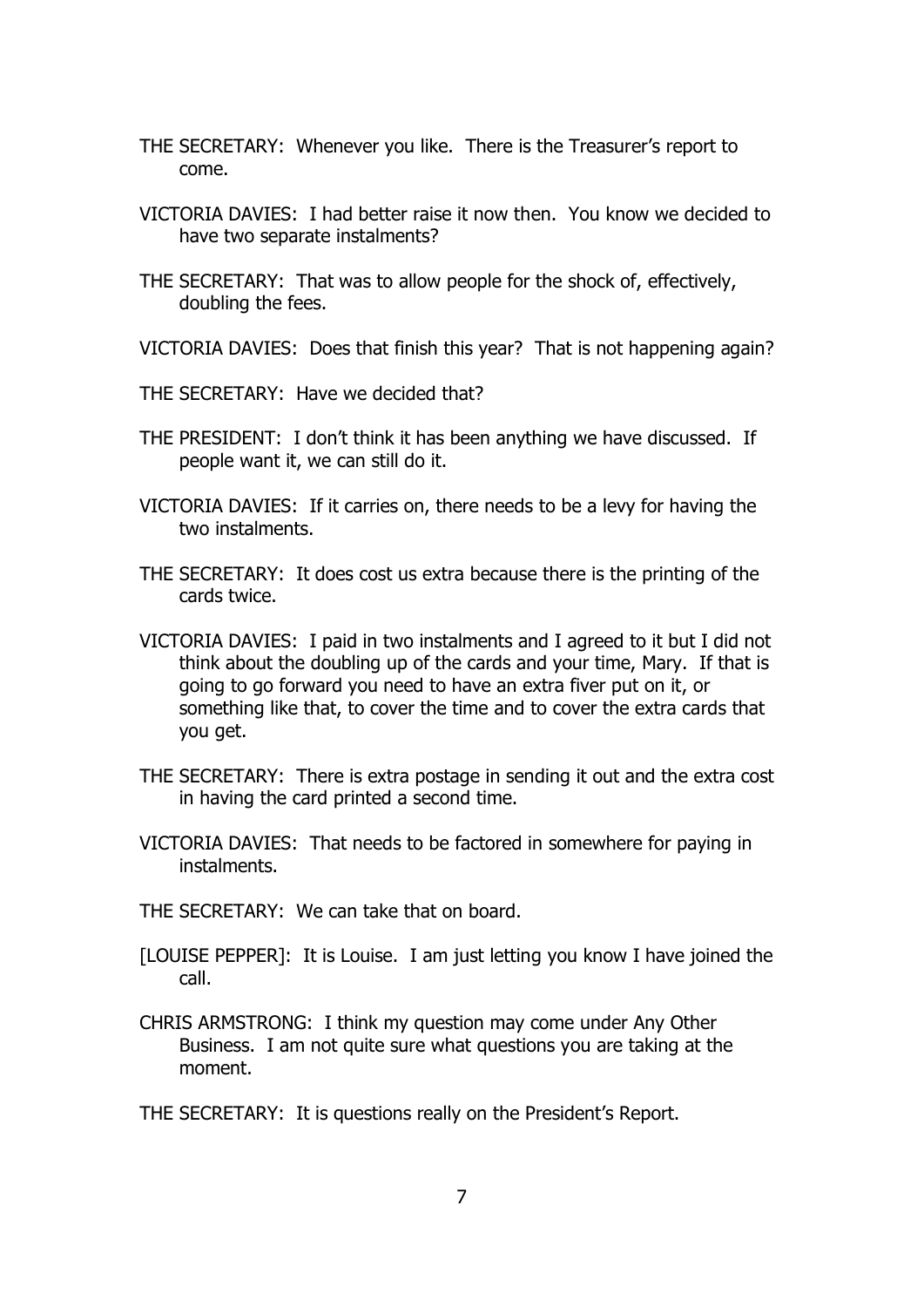THE SECRETARY: Whenever you like. There is the Treasurer's report to come.

VICTORIA DAVIES: I had better raise it now then. You know we decided to have two separate instalments?

THE SECRETARY: That was to allow people for the shock of, effectively, doubling the fees.

VICTORIA DAVIES: Does that finish this year? That is not happening again?

THE SECRETARY: Have we decided that?

THE PRESIDENT: I don't think it has been anything we have discussed. If people want it, we can still do it.

VICTORIA DAVIES: If it carries on, there needs to be a levy for having the two instalments.

THE SECRETARY: It does cost us extra because there is the printing of the cards twice.

VICTORIA DAVIES: I paid in two instalments and I agreed to it but I did not think about the doubling up of the cards and your time, Mary. If that is going to go forward you need to have an extra fiver put on it, or something like that, to cover the time and to cover the extra cards that you get.

THE SECRETARY: There is extra postage in sending it out and the extra cost in having the card printed a second time.

VICTORIA DAVIES: That needs to be factored in somewhere for paying in instalments.

THE SECRETARY: We can take that on board.

[LOUISE PEPPER]: It is Louise. I am just letting you know I have joined the call.

CHRIS ARMSTRONG: I think my question may come under Any Other Business. I am not quite sure what questions you are taking at the moment.

THE SECRETARY: It is questions really on the President's Report.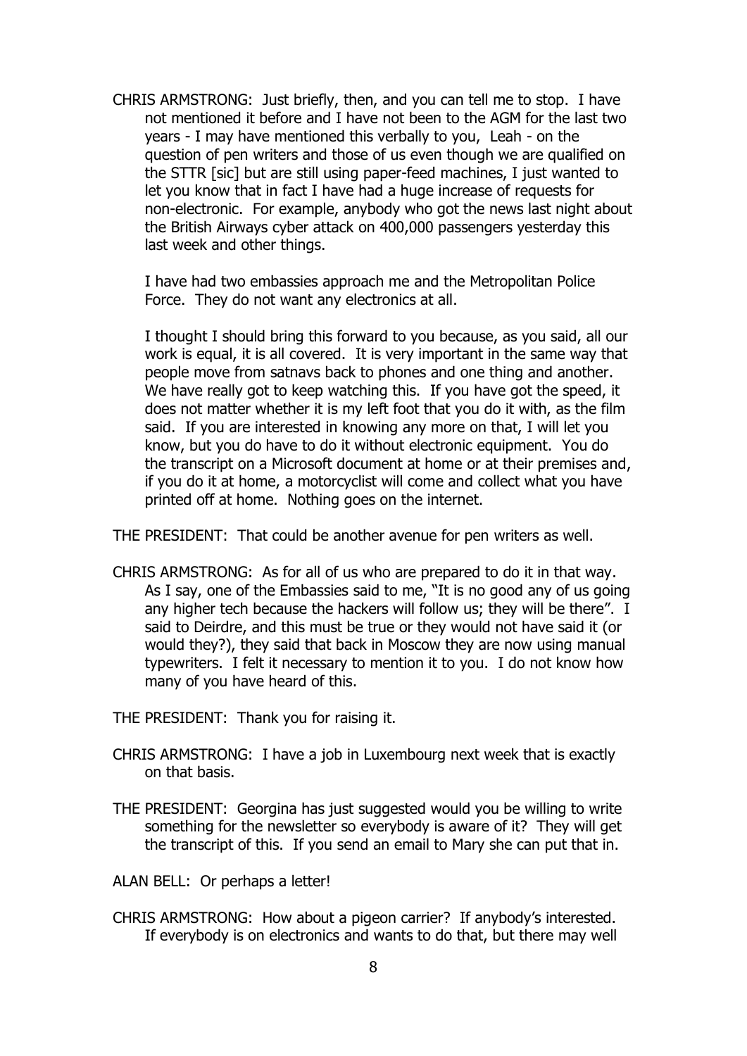CHRIS ARMSTRONG: Just briefly, then, and you can tell me to stop. I have not mentioned it before and I have not been to the AGM for the last two years - I may have mentioned this verbally to you, Leah - on the question of pen writers and those of us even though we are qualified on the STTR [sic] but are still using paper-feed machines, I just wanted to let you know that in fact I have had a huge increase of requests for non-electronic. For example, anybody who got the news last night about the British Airways cyber attack on 400,000 passengers yesterday this last week and other things.

I have had two embassies approach me and the Metropolitan Police Force. They do not want any electronics at all.

I thought I should bring this forward to you because, as you said, all our work is equal, it is all covered. It is very important in the same way that people move from satnavs back to phones and one thing and another. We have really got to keep watching this. If you have got the speed, it does not matter whether it is my left foot that you do it with, as the film said. If you are interested in knowing any more on that, I will let you know, but you do have to do it without electronic equipment. You do the transcript on a Microsoft document at home or at their premises and, if you do it at home, a motorcyclist will come and collect what you have printed off at home. Nothing goes on the internet.

THE PRESIDENT: That could be another avenue for pen writers as well.

CHRIS ARMSTRONG: As for all of us who are prepared to do it in that way. As I say, one of the Embassies said to me, "It is no good any of us going any higher tech because the hackers will follow us; they will be there". I said to Deirdre, and this must be true or they would not have said it (or would they?), they said that back in Moscow they are now using manual typewriters. I felt it necessary to mention it to you. I do not know how many of you have heard of this.

THE PRESIDENT: Thank you for raising it.

CHRIS ARMSTRONG: I have a job in Luxembourg next week that is exactly on that basis.

THE PRESIDENT: Georgina has just suggested would you be willing to write something for the newsletter so everybody is aware of it? They will get the transcript of this. If you send an email to Mary she can put that in.

ALAN BELL: Or perhaps a letter!

CHRIS ARMSTRONG: How about a pigeon carrier? If anybody's interested. If everybody is on electronics and wants to do that, but there may well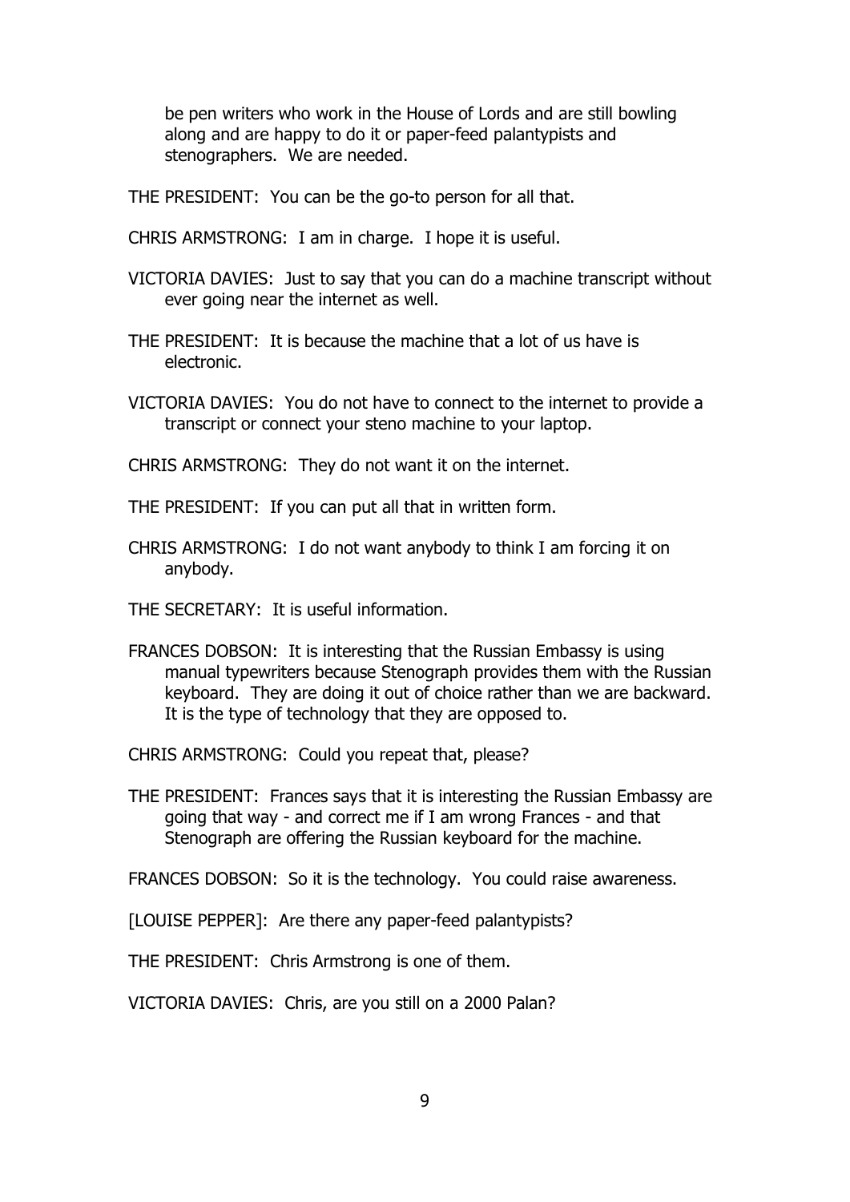be pen writers who work in the House of Lords and are still bowling along and are happy to do it or paper-feed palantypists and stenographers. We are needed.

THE PRESIDENT: You can be the go-to person for all that.

CHRIS ARMSTRONG: I am in charge. I hope it is useful.

VICTORIA DAVIES: Just to say that you can do a machine transcript without ever going near the internet as well.

THE PRESIDENT: It is because the machine that a lot of us have is electronic.

VICTORIA DAVIES: You do not have to connect to the internet to provide a transcript or connect your steno machine to your laptop.

CHRIS ARMSTRONG: They do not want it on the internet.

THE PRESIDENT: If you can put all that in written form.

CHRIS ARMSTRONG: I do not want anybody to think I am forcing it on anybody.

THE SECRETARY: It is useful information.

FRANCES DOBSON: It is interesting that the Russian Embassy is using manual typewriters because Stenograph provides them with the Russian keyboard. They are doing it out of choice rather than we are backward. It is the type of technology that they are opposed to.

CHRIS ARMSTRONG: Could you repeat that, please?

THE PRESIDENT: Frances says that it is interesting the Russian Embassy are going that way - and correct me if I am wrong Frances - and that Stenograph are offering the Russian keyboard for the machine.

FRANCES DOBSON: So it is the technology. You could raise awareness.

[LOUISE PEPPER]: Are there any paper-feed palantypists?

THE PRESIDENT: Chris Armstrong is one of them.

VICTORIA DAVIES: Chris, are you still on a 2000 Palan?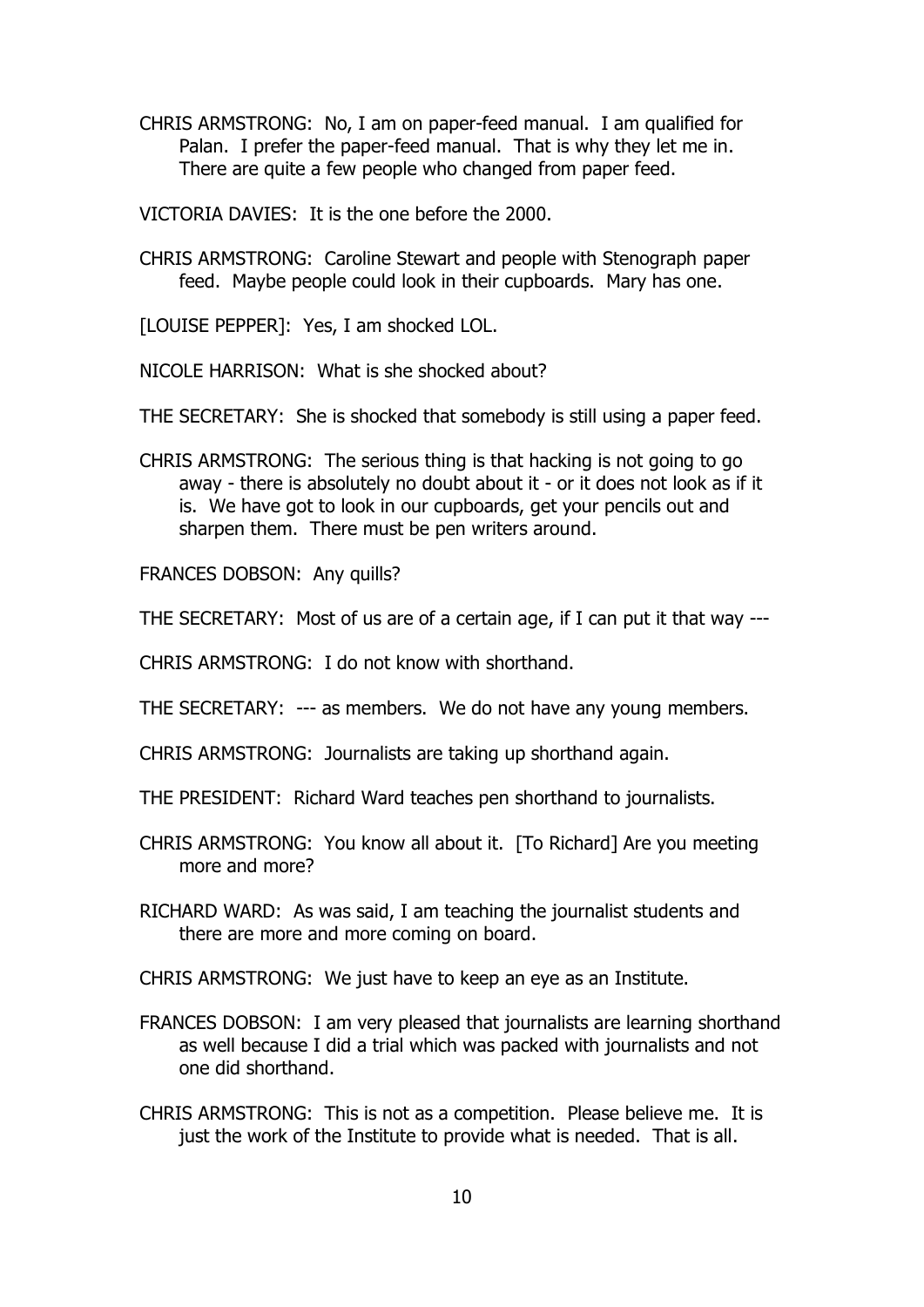CHRIS ARMSTRONG: No, I am on paper-feed manual. I am qualified for Palan. I prefer the paper-feed manual. That is why they let me in. There are quite a few people who changed from paper feed.

VICTORIA DAVIES: It is the one before the 2000.

CHRIS ARMSTRONG: Caroline Stewart and people with Stenograph paper feed. Maybe people could look in their cupboards. Mary has one.

[LOUISE PEPPER]: Yes, I am shocked LOL.

NICOLE HARRISON: What is she shocked about?

THE SECRETARY: She is shocked that somebody is still using a paper feed.

CHRIS ARMSTRONG: The serious thing is that hacking is not going to go away - there is absolutely no doubt about it - or it does not look as if it is. We have got to look in our cupboards, get your pencils out and sharpen them. There must be pen writers around.

FRANCES DOBSON: Any quills?

THE SECRETARY: Most of us are of a certain age, if I can put it that way ---

CHRIS ARMSTRONG: I do not know with shorthand.

THE SECRETARY: --- as members. We do not have any young members.

CHRIS ARMSTRONG: Journalists are taking up shorthand again.

THE PRESIDENT: Richard Ward teaches pen shorthand to journalists.

CHRIS ARMSTRONG: You know all about it. [To Richard] Are you meeting more and more?

RICHARD WARD: As was said, I am teaching the journalist students and there are more and more coming on board.

CHRIS ARMSTRONG: We just have to keep an eye as an Institute.

FRANCES DOBSON: I am very pleased that journalists are learning shorthand as well because I did a trial which was packed with journalists and not one did shorthand.

CHRIS ARMSTRONG: This is not as a competition. Please believe me. It is just the work of the Institute to provide what is needed. That is all.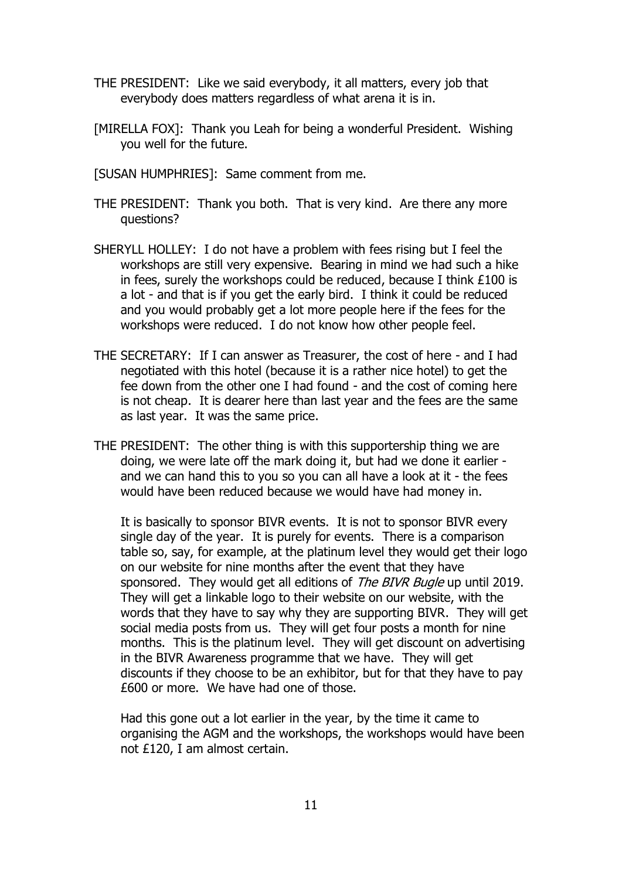THE PRESIDENT: Like we said everybody, it all matters, every job that everybody does matters regardless of what arena it is in.

[MIRELLA FOX]: Thank you Leah for being a wonderful President. Wishing you well for the future.

[SUSAN HUMPHRIES]: Same comment from me.

THE PRESIDENT: Thank you both. That is very kind. Are there any more questions?

SHERYLL HOLLEY: I do not have a problem with fees rising but I feel the workshops are still very expensive. Bearing in mind we had such a hike in fees, surely the workshops could be reduced, because I think £100 is a lot - and that is if you get the early bird. I think it could be reduced and you would probably get a lot more people here if the fees for the workshops were reduced. I do not know how other people feel.

THE SECRETARY: If I can answer as Treasurer, the cost of here - and I had negotiated with this hotel (because it is a rather nice hotel) to get the fee down from the other one I had found - and the cost of coming here is not cheap. It is dearer here than last year and the fees are the same as last year. It was the same price.

THE PRESIDENT: The other thing is with this supportership thing we are doing, we were late off the mark doing it, but had we done it earlier - and we can hand this to you so you can all have a look at it - the fees would have been reduced because we would have had money in.

It is basically to sponsor BIVR events. It is not to sponsor BIVR every single day of the year. It is purely for events. There is a comparison table so, say, for example, at the platinum level they would get their logo on our website for nine months after the event that they have sponsored. They would get all editions of *The BIVR Bugle* up until 2019. They will get a linkable logo to their website on our website, with the words that they have to say why they are supporting BIVR. They will get social media posts from us. They will get four posts a month for nine months. This is the platinum level. They will get discount on advertising in the BIVR Awareness programme that we have. They will get discounts if they choose to be an exhibitor, but for that they have to pay £600 or more. We have had one of those.

Had this gone out a lot earlier in the year, by the time it came to organising the AGM and the workshops, the workshops would have been not £120, I am almost certain.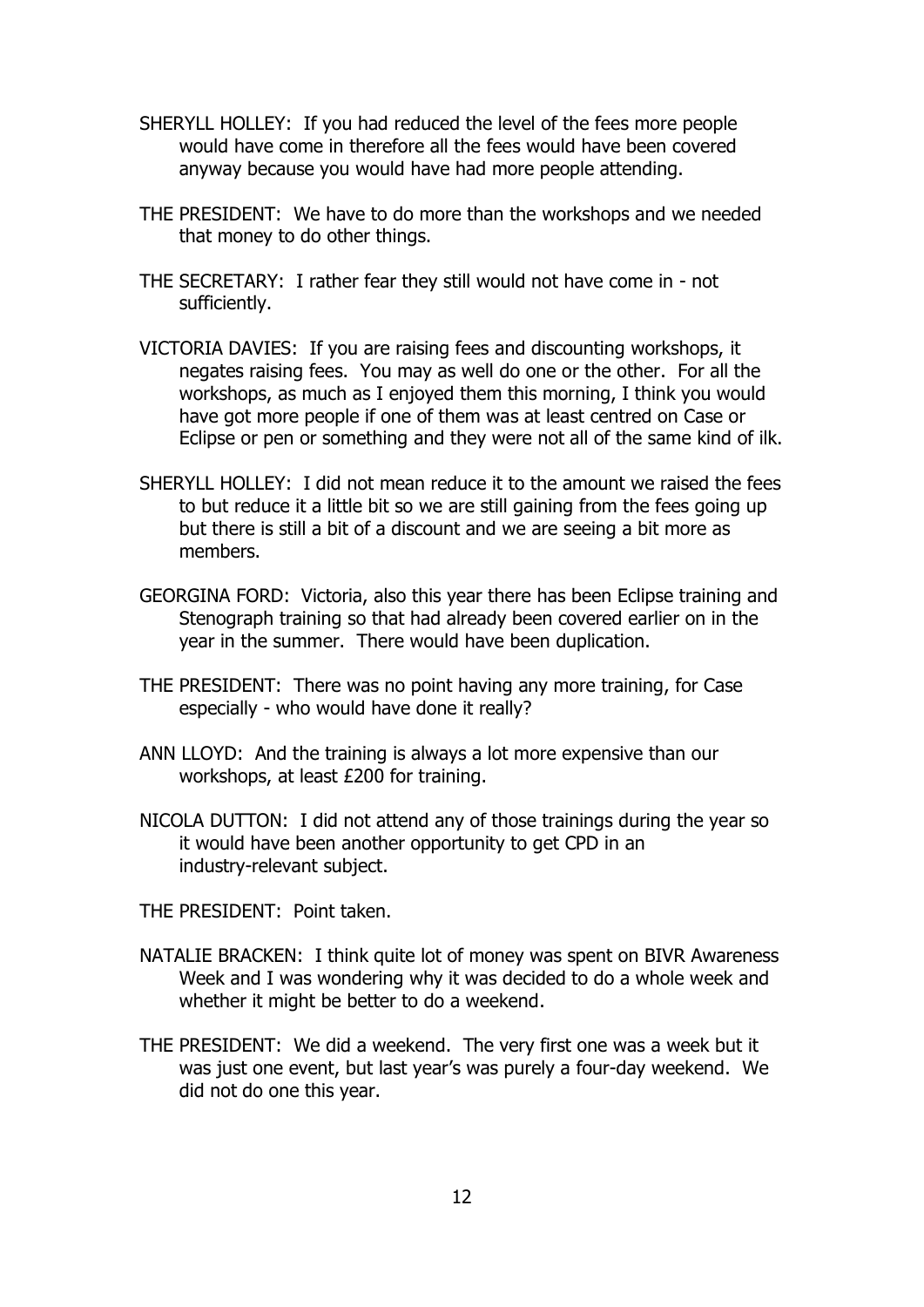SHERYLL HOLLEY: If you had reduced the level of the fees more people would have come in therefore all the fees would have been covered anyway because you would have had more people attending.

THE PRESIDENT: We have to do more than the workshops and we needed that money to do other things.

THE SECRETARY: I rather fear they still would not have come in - not sufficiently.

VICTORIA DAVIES: If you are raising fees and discounting workshops, it negates raising fees. You may as well do one or the other. For all the workshops, as much as I enjoyed them this morning, I think you would have got more people if one of them was at least centred on Case or Eclipse or pen or something and they were not all of the same kind of ilk.

SHERYLL HOLLEY: I did not mean reduce it to the amount we raised the fees to but reduce it a little bit so we are still gaining from the fees going up but there is still a bit of a discount and we are seeing a bit more as members.

GEORGINA FORD: Victoria, also this year there has been Eclipse training and Stenograph training so that had already been covered earlier on in the year in the summer. There would have been duplication.

THE PRESIDENT: There was no point having any more training, for Case especially - who would have done it really?

ANN LLOYD: And the training is always a lot more expensive than our workshops, at least £200 for training.

NICOLA DUTTON: I did not attend any of those trainings during the year so it would have been another opportunity to get CPD in an industry-relevant subject.

THE PRESIDENT: Point taken.

NATALIE BRACKEN: I think quite lot of money was spent on BIVR Awareness Week and I was wondering why it was decided to do a whole week and whether it might be better to do a weekend.

THE PRESIDENT: We did a weekend. The very first one was a week but it was just one event, but last year's was purely a four-day weekend. We did not do one this year.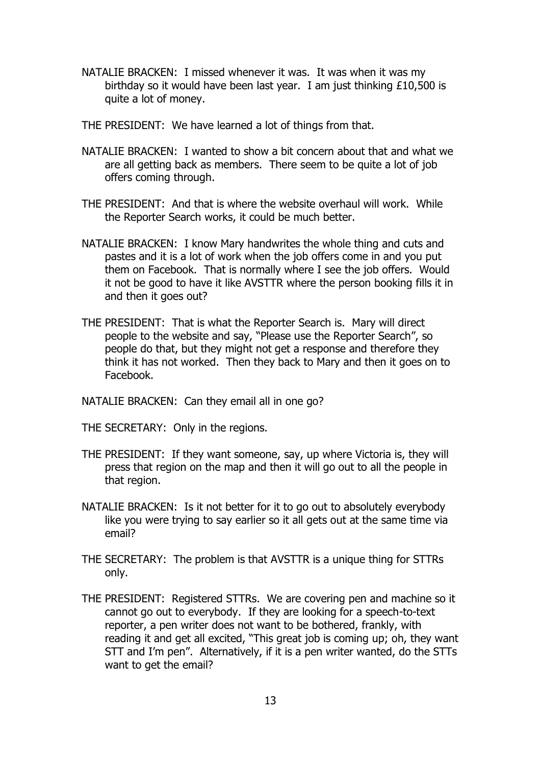NATALIE BRACKEN: I missed whenever it was. It was when it was my birthday so it would have been last year. I am just thinking £10,500 is quite a lot of money.

THE PRESIDENT: We have learned a lot of things from that.

NATALIE BRACKEN: I wanted to show a bit concern about that and what we are all getting back as members. There seem to be quite a lot of job offers coming through.

THE PRESIDENT: And that is where the website overhaul will work. While the Reporter Search works, it could be much better.

NATALIE BRACKEN: I know Mary handwrites the whole thing and cuts and pastes and it is a lot of work when the job offers come in and you put them on Facebook. That is normally where I see the job offers. Would it not be good to have it like AVSTTR where the person booking fills it in and then it goes out?

THE PRESIDENT: That is what the Reporter Search is. Mary will direct people to the website and say, "Please use the Reporter Search", so people do that, but they might not get a response and therefore they think it has not worked. Then they back to Mary and then it goes on to Facebook.

NATALIE BRACKEN: Can they email all in one go?

THE SECRETARY: Only in the regions.

THE PRESIDENT: If they want someone, say, up where Victoria is, they will press that region on the map and then it will go out to all the people in that region.

NATALIE BRACKEN: Is it not better for it to go out to absolutely everybody like you were trying to say earlier so it all gets out at the same time via email?

THE SECRETARY: The problem is that AVSTTR is a unique thing for STTRs only.

THE PRESIDENT: Registered STTRs. We are covering pen and machine so it cannot go out to everybody. If they are looking for a speech-to-text reporter, a pen writer does not want to be bothered, frankly, with reading it and get all excited, "This great job is coming up; oh, they want STT and I'm pen". Alternatively, if it is a pen writer wanted, do the STTs want to get the email?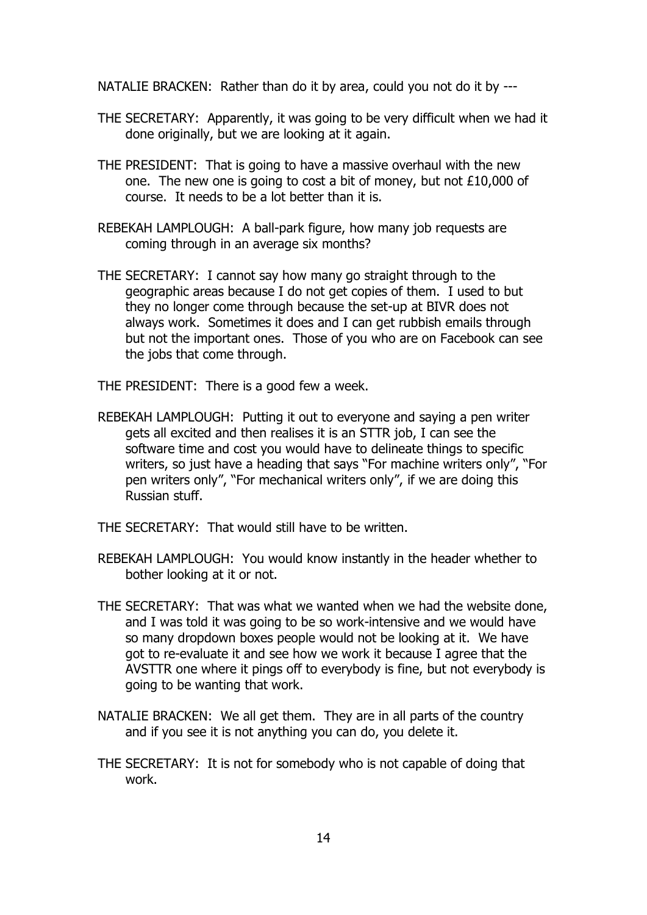NATALIE BRACKEN: Rather than do it by area, could you not do it by ---

THE SECRETARY: Apparently, it was going to be very difficult when we had it done originally, but we are looking at it again.

THE PRESIDENT: That is going to have a massive overhaul with the new one. The new one is going to cost a bit of money, but not £10,000 of course. It needs to be a lot better than it is.

REBEKAH LAMPLOUGH: A ball-park figure, how many job requests are coming through in an average six months?

THE SECRETARY: I cannot say how many go straight through to the geographic areas because I do not get copies of them. I used to but they no longer come through because the set-up at BIVR does not always work. Sometimes it does and I can get rubbish emails through but not the important ones. Those of you who are on Facebook can see the jobs that come through.

THE PRESIDENT: There is a good few a week.

REBEKAH LAMPLOUGH: Putting it out to everyone and saying a pen writer gets all excited and then realises it is an STTR job, I can see the software time and cost you would have to delineate things to specific writers, so just have a heading that says "For machine writers only", "For pen writers only", "For mechanical writers only", if we are doing this Russian stuff.

THE SECRETARY: That would still have to be written.

REBEKAH LAMPLOUGH: You would know instantly in the header whether to bother looking at it or not.

THE SECRETARY: That was what we wanted when we had the website done, and I was told it was going to be so work-intensive and we would have so many dropdown boxes people would not be looking at it. We have got to re-evaluate it and see how we work it because I agree that the AVSTTR one where it pings off to everybody is fine, but not everybody is going to be wanting that work.

NATALIE BRACKEN: We all get them. They are in all parts of the country and if you see it is not anything you can do, you delete it.

THE SECRETARY: It is not for somebody who is not capable of doing that work.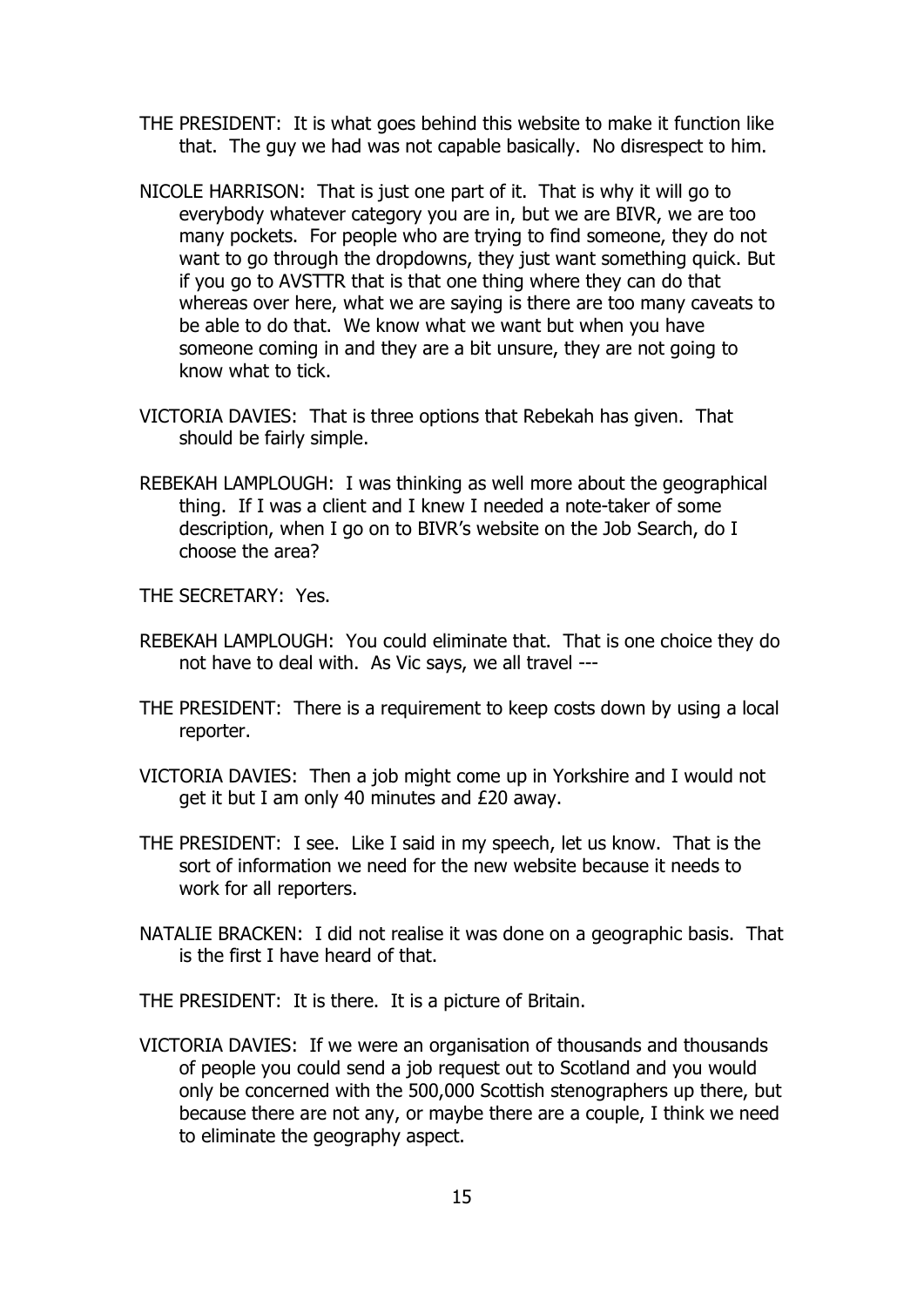THE PRESIDENT: It is what goes behind this website to make it function like that. The guy we had was not capable basically. No disrespect to him.

NICOLE HARRISON: That is just one part of it. That is why it will go to everybody whatever category you are in, but we are BIVR, we are too many pockets. For people who are trying to find someone, they do not want to go through the dropdowns, they just want something quick. But if you go to AVSTTR that is that one thing where they can do that whereas over here, what we are saying is there are too many caveats to be able to do that. We know what we want but when you have someone coming in and they are a bit unsure, they are not going to know what to tick.

VICTORIA DAVIES: That is three options that Rebekah has given. That should be fairly simple.

REBEKAH LAMPLOUGH: I was thinking as well more about the geographical thing. If I was a client and I knew I needed a note-taker of some description, when I go on to BIVR's website on the Job Search, do I choose the area?

THE SECRETARY: Yes.

REBEKAH LAMPLOUGH: You could eliminate that. That is one choice they do not have to deal with. As Vic says, we all travel ---

THE PRESIDENT: There is a requirement to keep costs down by using a local reporter.

VICTORIA DAVIES: Then a job might come up in Yorkshire and I would not get it but I am only 40 minutes and £20 away.

THE PRESIDENT: I see. Like I said in my speech, let us know. That is the sort of information we need for the new website because it needs to work for all reporters.

NATALIE BRACKEN: I did not realise it was done on a geographic basis. That is the first I have heard of that.

THE PRESIDENT: It is there. It is a picture of Britain.

VICTORIA DAVIES: If we were an organisation of thousands and thousands of people you could send a job request out to Scotland and you would only be concerned with the 500,000 Scottish stenographers up there, but because there are not any, or maybe there are a couple, I think we need to eliminate the geography aspect.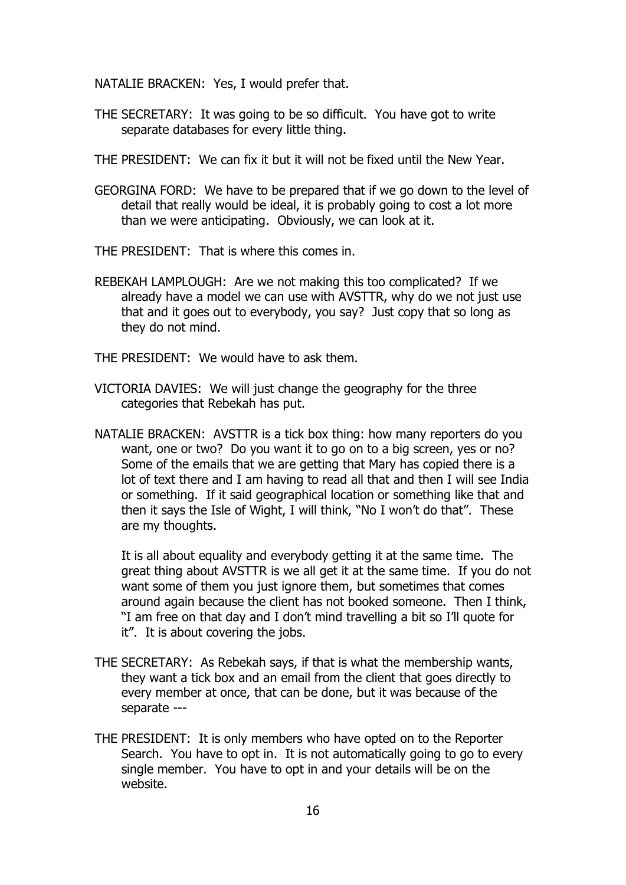NATALIE BRACKEN: Yes, I would prefer that.

THE SECRETARY: It was going to be so difficult. You have got to write separate databases for every little thing.

THE PRESIDENT: We can fix it but it will not be fixed until the New Year.

GEORGINA FORD: We have to be prepared that if we go down to the level of detail that really would be ideal, it is probably going to cost a lot more than we were anticipating. Obviously, we can look at it.

THE PRESIDENT: That is where this comes in.

REBEKAH LAMPLOUGH: Are we not making this too complicated? If we already have a model we can use with AVSTTR, why do we not just use that and it goes out to everybody, you say? Just copy that so long as they do not mind.

THE PRESIDENT: We would have to ask them.

VICTORIA DAVIES: We will just change the geography for the three categories that Rebekah has put.

NATALIE BRACKEN: AVSTTR is a tick box thing: how many reporters do you want, one or two? Do you want it to go on to a big screen, yes or no? Some of the emails that we are getting that Mary has copied there is a lot of text there and I am having to read all that and then I will see India or something. If it said geographical location or something like that and then it says the Isle of Wight, I will think, "No I won't do that". These are my thoughts.

It is all about equality and everybody getting it at the same time. The great thing about AVSTTR is we all get it at the same time. If you do not want some of them you just ignore them, but sometimes that comes around again because the client has not booked someone. Then I think, "I am free on that day and I don't mind travelling a bit so I'll quote for it". It is about covering the jobs.

THE SECRETARY: As Rebekah says, if that is what the membership wants, they want a tick box and an email from the client that goes directly to every member at once, that can be done, but it was because of the separate ---

THE PRESIDENT: It is only members who have opted on to the Reporter Search. You have to opt in. It is not automatically going to go to every single member. You have to opt in and your details will be on the website.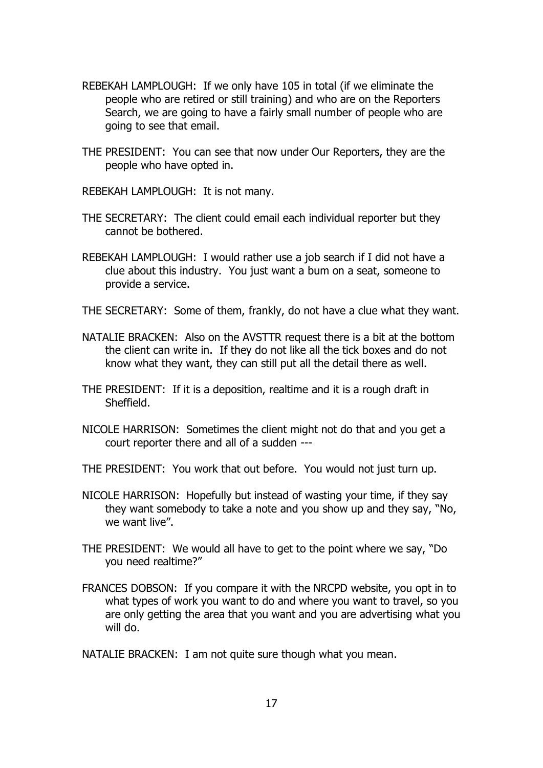REBEKAH LAMPLOUGH: If we only have 105 in total (if we eliminate the people who are retired or still training) and who are on the Reporters Search, we are going to have a fairly small number of people who are going to see that email.

THE PRESIDENT: You can see that now under Our Reporters, they are the people who have opted in.

REBEKAH LAMPLOUGH: It is not many.

THE SECRETARY: The client could email each individual reporter but they cannot be bothered.

REBEKAH LAMPLOUGH: I would rather use a job search if I did not have a clue about this industry. You just want a bum on a seat, someone to provide a service.

THE SECRETARY: Some of them, frankly, do not have a clue what they want.

NATALIE BRACKEN: Also on the AVSTTR request there is a bit at the bottom the client can write in. If they do not like all the tick boxes and do not know what they want, they can still put all the detail there as well.

THE PRESIDENT: If it is a deposition, realtime and it is a rough draft in Sheffield.

NICOLE HARRISON: Sometimes the client might not do that and you get a court reporter there and all of a sudden ---

THE PRESIDENT: You work that out before. You would not just turn up.

NICOLE HARRISON: Hopefully but instead of wasting your time, if they say they want somebody to take a note and you show up and they say, "No, we want live".

THE PRESIDENT: We would all have to get to the point where we say, "Do you need realtime?"

FRANCES DOBSON: If you compare it with the NRCPD website, you opt in to what types of work you want to do and where you want to travel, so you are only getting the area that you want and you are advertising what you will do.

NATALIE BRACKEN: I am not quite sure though what you mean.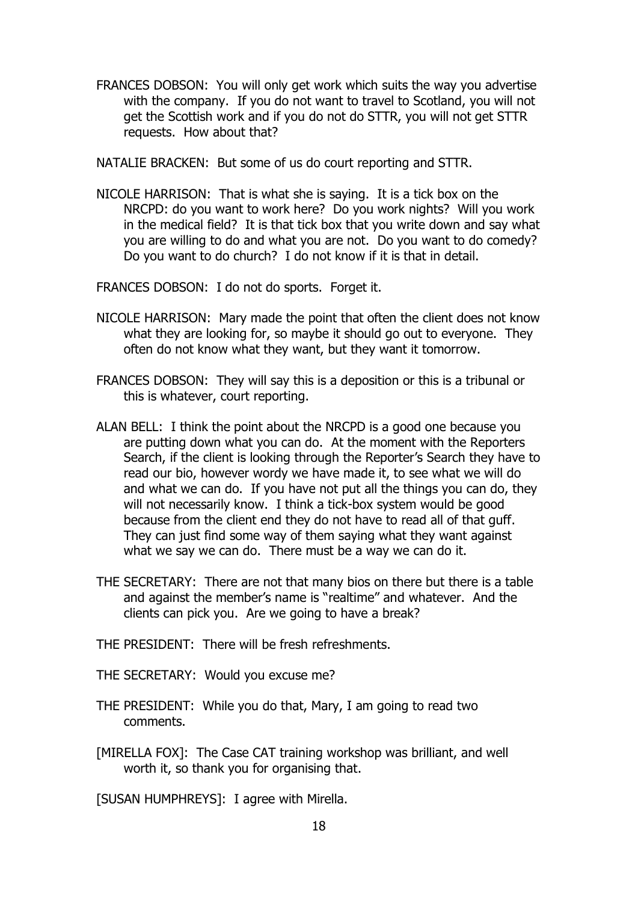FRANCES DOBSON: You will only get work which suits the way you advertise with the company. If you do not want to travel to Scotland, you will not get the Scottish work and if you do not do STTR, you will not get STTR requests. How about that?

NATALIE BRACKEN: But some of us do court reporting and STTR.

NICOLE HARRISON: That is what she is saying. It is a tick box on the NRCPD: do you want to work here? Do you work nights? Will you work in the medical field? It is that tick box that you write down and say what you are willing to do and what you are not. Do you want to do comedy? Do you want to do church? I do not know if it is that in detail.

FRANCES DOBSON: I do not do sports. Forget it.

NICOLE HARRISON: Mary made the point that often the client does not know what they are looking for, so maybe it should go out to everyone. They often do not know what they want, but they want it tomorrow.

FRANCES DOBSON: They will say this is a deposition or this is a tribunal or this is whatever, court reporting.

ALAN BELL: I think the point about the NRCPD is a good one because you are putting down what you can do. At the moment with the Reporters Search, if the client is looking through the Reporter's Search they have to read our bio, however wordy we have made it, to see what we will do and what we can do. If you have not put all the things you can do, they will not necessarily know. I think a tick-box system would be good because from the client end they do not have to read all of that guff. They can just find some way of them saying what they want against what we say we can do. There must be a way we can do it.

THE SECRETARY: There are not that many bios on there but there is a table and against the member's name is "realtime" and whatever. And the clients can pick you. Are we going to have a break?

THE PRESIDENT: There will be fresh refreshments.

THE SECRETARY: Would you excuse me?

THE PRESIDENT: While you do that, Mary, I am going to read two comments.

[MIRELLA FOX]: The Case CAT training workshop was brilliant, and well worth it, so thank you for organising that.

[SUSAN HUMPHREYS]: I agree with Mirella.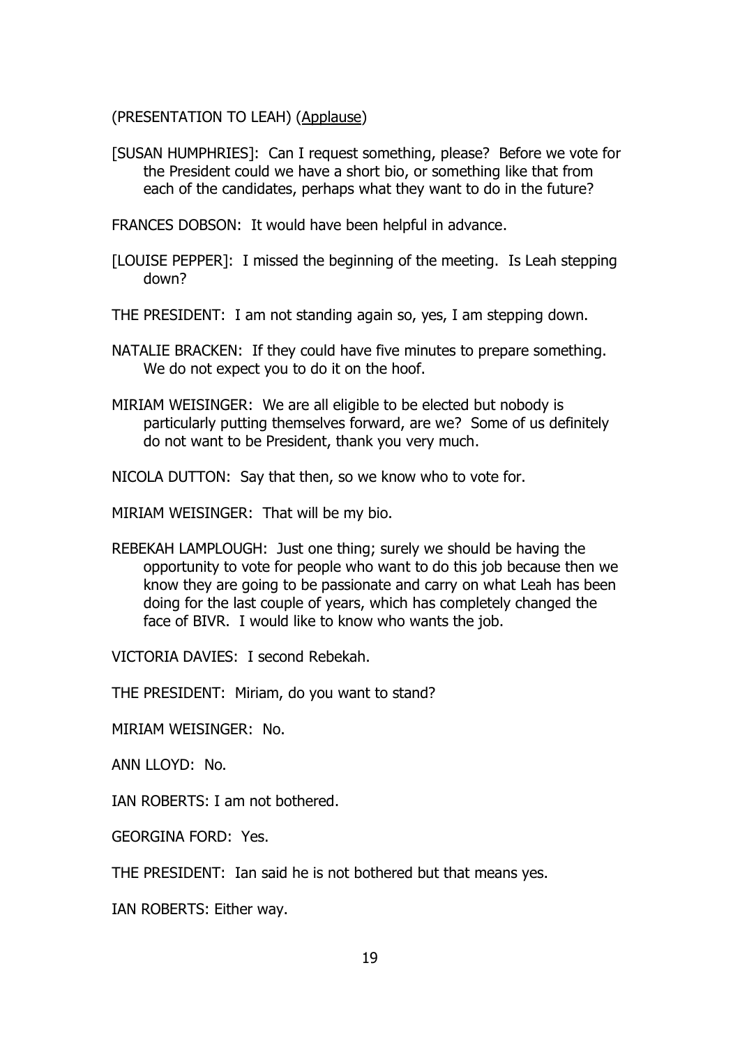(PRESENTATION TO LEAH) (Applause)

[SUSAN HUMPHRIES]: Can I request something, please? Before we vote for the President could we have a short bio, or something like that from each of the candidates, perhaps what they want to do in the future?

FRANCES DOBSON: It would have been helpful in advance.

[LOUISE PEPPER]: I missed the beginning of the meeting. Is Leah stepping down?

THE PRESIDENT: I am not standing again so, yes, I am stepping down.

NATALIE BRACKEN: If they could have five minutes to prepare something. We do not expect you to do it on the hoof.

MIRIAM WEISINGER: We are all eligible to be elected but nobody is particularly putting themselves forward, are we? Some of us definitely do not want to be President, thank you very much.

NICOLA DUTTON: Say that then, so we know who to vote for.

MIRIAM WEISINGER: That will be my bio.

REBEKAH LAMPLOUGH: Just one thing; surely we should be having the opportunity to vote for people who want to do this job because then we know they are going to be passionate and carry on what Leah has been doing for the last couple of years, which has completely changed the face of BIVR. I would like to know who wants the job.

VICTORIA DAVIES: I second Rebekah.

THE PRESIDENT: Miriam, do you want to stand?

MIRIAM WEISINGER: No.

ANN LLOYD: No.

IAN ROBERTS: I am not bothered.

GEORGINA FORD: Yes.

THE PRESIDENT: Ian said he is not bothered but that means yes.

IAN ROBERTS: Either way.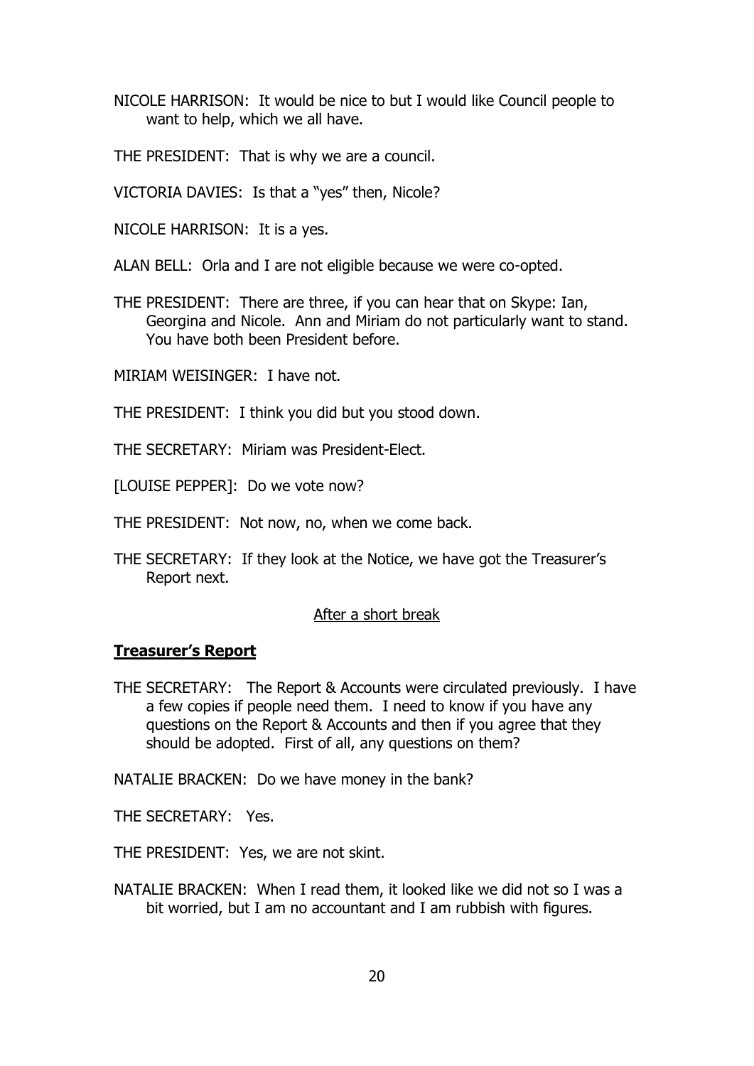NICOLE HARRISON: It would be nice to but I would like Council people to want to help, which we all have.

THE PRESIDENT: That is why we are a council.

VICTORIA DAVIES: Is that a "yes" then, Nicole?

NICOLE HARRISON: It is a yes.

ALAN BELL: Orla and I are not eligible because we were co-opted.

THE PRESIDENT: There are three, if you can hear that on Skype: Ian, Georgina and Nicole. Ann and Miriam do not particularly want to stand. You have both been President before.

MIRIAM WEISINGER: I have not.

THE PRESIDENT: I think you did but you stood down.

THE SECRETARY: Miriam was President-Elect.

[LOUISE PEPPER]: Do we vote now?

THE PRESIDENT: Not now, no, when we come back.

THE SECRETARY: If they look at the Notice, we have got the Treasurer's Report next.

<u>After a short break</u>

## Treasurer's Report

THE SECRETARY: The Report & Accounts were circulated previously. I have a few copies if people need them. I need to know if you have any questions on the Report & Accounts and then if you agree that they should be adopted. First of all, any questions on them?

NATALIE BRACKEN: Do we have money in the bank?

THE SECRETARY: Yes.

THE PRESIDENT: Yes, we are not skint.

NATALIE BRACKEN: When I read them, it looked like we did not so I was a bit worried, but I am no accountant and I am rubbish with figures.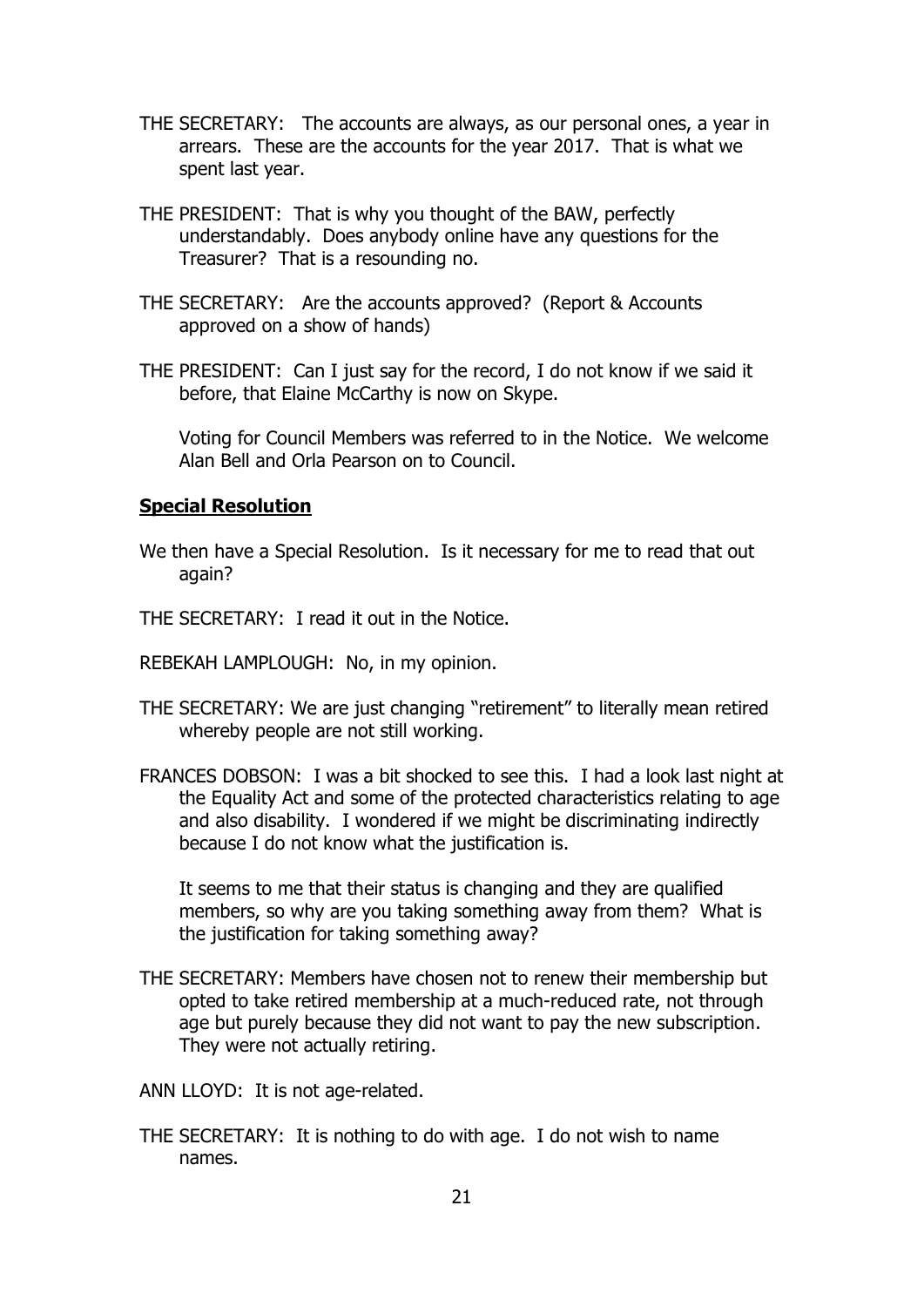THE SECRETARY: The accounts are always, as our personal ones, a year in arrears. These are the accounts for the year 2017. That is what we spent last year.

THE PRESIDENT: That is why you thought of the BAW, perfectly understandably. Does anybody online have any questions for the Treasurer? That is a resounding no.

THE SECRETARY: Are the accounts approved? (Report & Accounts approved on a show of hands)

THE PRESIDENT: Can I just say for the record, I do not know if we said it before, that Elaine McCarthy is now on Skype.

Voting for Council Members was referred to in the Notice. We welcome Alan Bell and Orla Pearson on to Council.

**Special Resolution**

We then have a Special Resolution. Is it necessary for me to read that out again?

THE SECRETARY: I read it out in the Notice.

REBEKAH LAMPLOUGH: No, in my opinion.

THE SECRETARY: We are just changing "retirement" to literally mean retired whereby people are not still working.

FRANCES DOBSON: I was a bit shocked to see this. I had a look last night at the Equality Act and some of the protected characteristics relating to age and also disability. I wondered if we might be discriminating indirectly because I do not know what the justification is.

It seems to me that their status is changing and they are qualified members, so why are you taking something away from them? What is the justification for taking something away?

THE SECRETARY: Members have chosen not to renew their membership but opted to take retired membership at a much-reduced rate, not through age but purely because they did not want to pay the new subscription. They were not actually retiring.

ANN LLOYD: It is not age-related.

THE SECRETARY: It is nothing to do with age. I do not wish to name names.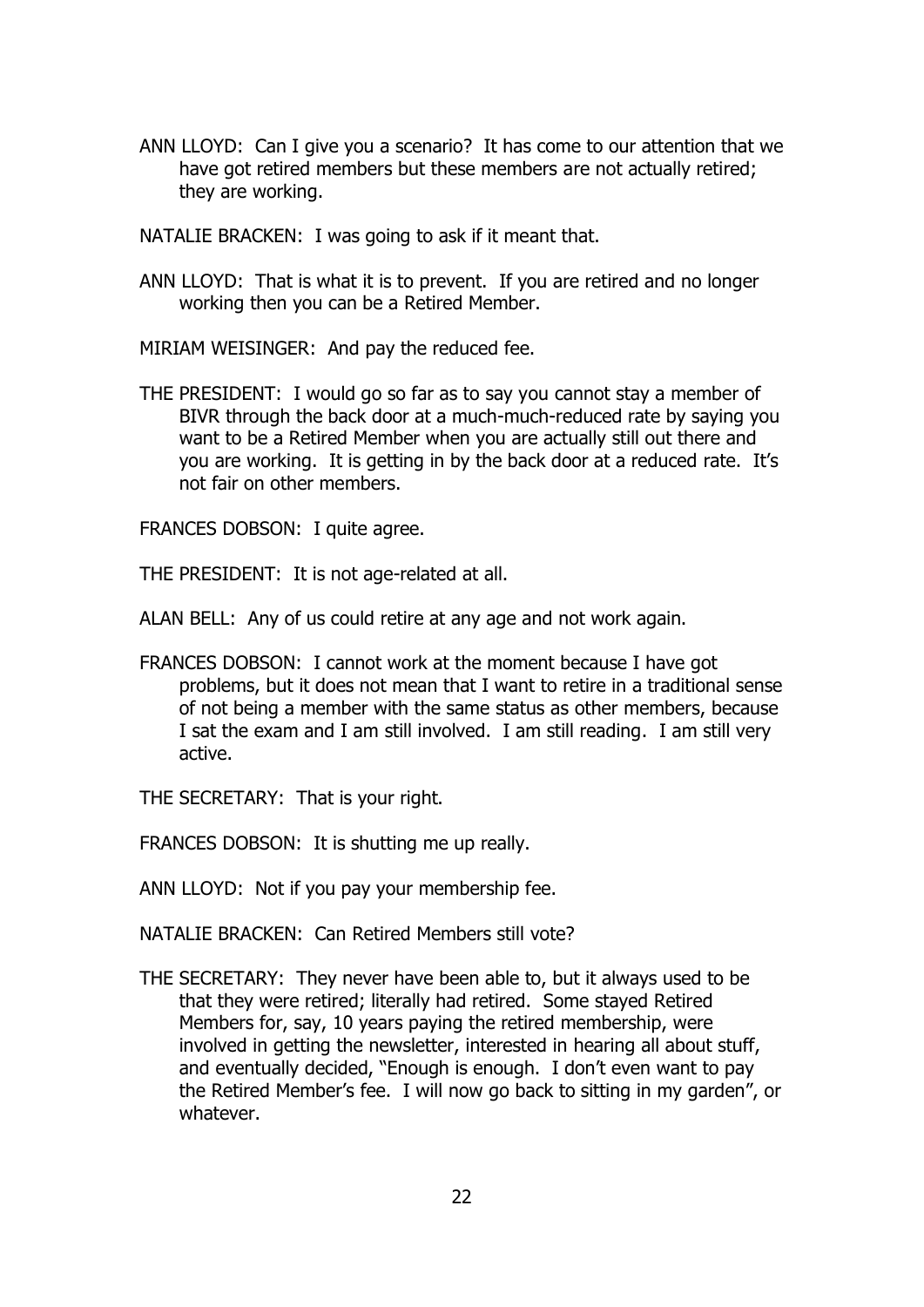ANN LLOYD: Can I give you a scenario? It has come to our attention that we have got retired members but these members are not actually retired; they are working.

NATALIE BRACKEN: I was going to ask if it meant that.

ANN LLOYD: That is what it is to prevent. If you are retired and no longer working then you can be a Retired Member.

MIRIAM WEISINGER: And pay the reduced fee.

THE PRESIDENT: I would go so far as to say you cannot stay a member of BIVR through the back door at a much-much-reduced rate by saying you want to be a Retired Member when you are actually still out there and you are working. It is getting in by the back door at a reduced rate. It's not fair on other members.

FRANCES DOBSON: I quite agree.

THE PRESIDENT: It is not age-related at all.

ALAN BELL: Any of us could retire at any age and not work again.

FRANCES DOBSON: I cannot work at the moment because I have got problems, but it does not mean that I want to retire in a traditional sense of not being a member with the same status as other members, because I sat the exam and I am still involved. I am still reading. I am still very active.

THE SECRETARY: That is your right.

FRANCES DOBSON: It is shutting me up really.

ANN LLOYD: Not if you pay your membership fee.

NATALIE BRACKEN: Can Retired Members still vote?

THE SECRETARY: They never have been able to, but it always used to be that they were retired; literally had retired. Some stayed Retired Members for, say, 10 years paying the retired membership, were involved in getting the newsletter, interested in hearing all about stuff, and eventually decided, "Enough is enough. I don't even want to pay the Retired Member's fee. I will now go back to sitting in my garden", or whatever.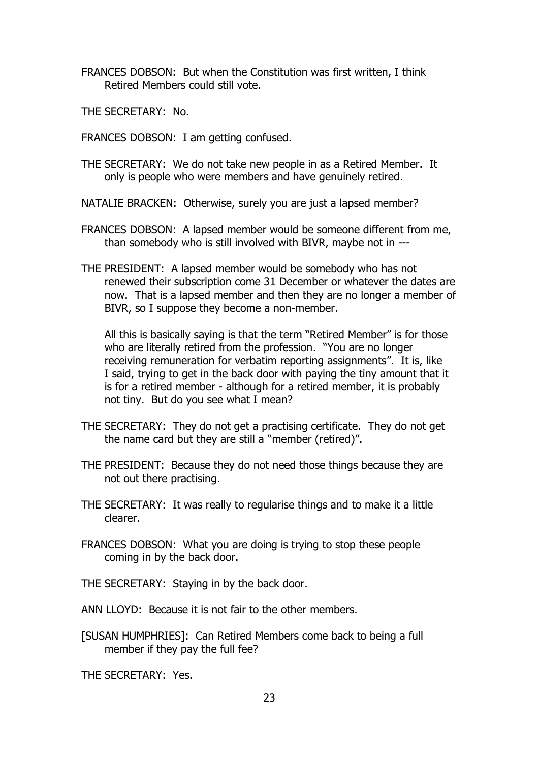FRANCES DOBSON: But when the Constitution was first written, I think Retired Members could still vote.

THE SECRETARY: No.

FRANCES DOBSON: I am getting confused.

THE SECRETARY: We do not take new people in as a Retired Member. It only is people who were members and have genuinely retired.

NATALIE BRACKEN: Otherwise, surely you are just a lapsed member?

FRANCES DOBSON: A lapsed member would be someone different from me, than somebody who is still involved with BIVR, maybe not in ---

THE PRESIDENT: A lapsed member would be somebody who has not renewed their subscription come 31 December or whatever the dates are now. That is a lapsed member and then they are no longer a member of BIVR, so I suppose they become a non-member.

All this is basically saying is that the term "Retired Member" is for those who are literally retired from the profession. "You are no longer receiving remuneration for verbatim reporting assignments". It is, like I said, trying to get in the back door with paying the tiny amount that it is for a retired member - although for a retired member, it is probably not tiny. But do you see what I mean?

THE SECRETARY: They do not get a practising certificate. They do not get the name card but they are still a "member (retired)".

THE PRESIDENT: Because they do not need those things because they are not out there practising.

THE SECRETARY: It was really to regularise things and to make it a little clearer.

FRANCES DOBSON: What you are doing is trying to stop these people coming in by the back door.

THE SECRETARY: Staying in by the back door.

ANN LLOYD: Because it is not fair to the other members.

[SUSAN HUMPHRIES]: Can Retired Members come back to being a full member if they pay the full fee?

THE SECRETARY: Yes.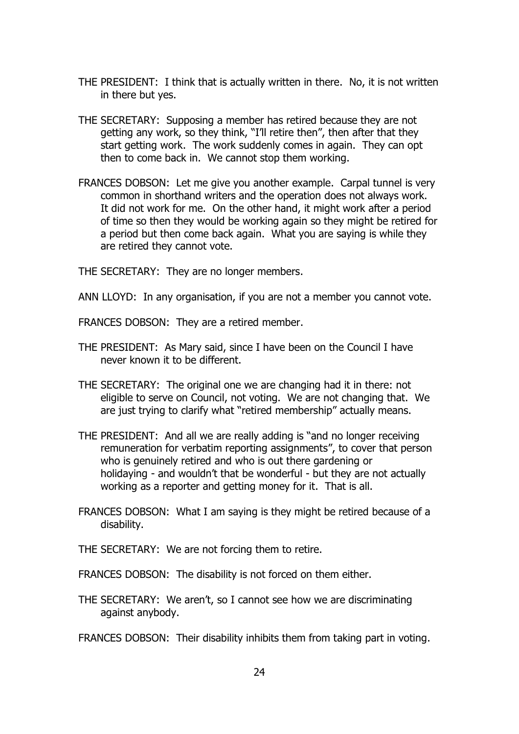THE PRESIDENT: I think that is actually written in there. No, it is not written in there but yes.

THE SECRETARY: Supposing a member has retired because they are not getting any work, so they think, "I'll retire then", then after that they start getting work. The work suddenly comes in again. They can opt then to come back in. We cannot stop them working.

FRANCES DOBSON: Let me give you another example. Carpal tunnel is very common in shorthand writers and the operation does not always work. It did not work for me. On the other hand, it might work after a period of time so then they would be working again so they might be retired for a period but then come back again. What you are saying is while they are retired they cannot vote.

THE SECRETARY: They are no longer members.

ANN LLOYD: In any organisation, if you are not a member you cannot vote.

FRANCES DOBSON: They are a retired member.

THE PRESIDENT: As Mary said, since I have been on the Council I have never known it to be different.

THE SECRETARY: The original one we are changing had it in there: not eligible to serve on Council, not voting. We are not changing that. We are just trying to clarify what "retired membership" actually means.

THE PRESIDENT: And all we are really adding is "and no longer receiving remuneration for verbatim reporting assignments", to cover that person who is genuinely retired and who is out there gardening or holidaying - and wouldn't that be wonderful - but they are not actually working as a reporter and getting money for it. That is all.

FRANCES DOBSON: What I am saying is they might be retired because of a disability.

THE SECRETARY: We are not forcing them to retire.

FRANCES DOBSON: The disability is not forced on them either.

THE SECRETARY: We aren't, so I cannot see how we are discriminating against anybody.

FRANCES DOBSON: Their disability inhibits them from taking part in voting.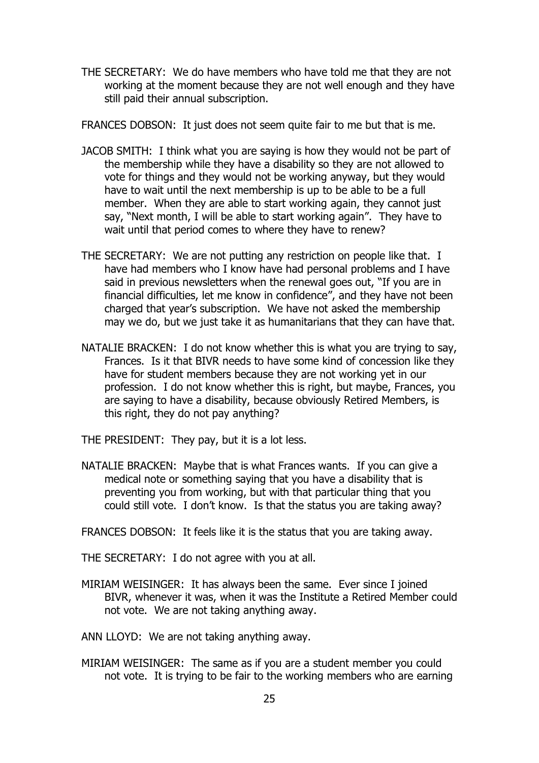THE SECRETARY: We do have members who have told me that they are not working at the moment because they are not well enough and they have still paid their annual subscription.

FRANCES DOBSON: It just does not seem quite fair to me but that is me.

JACOB SMITH: I think what you are saying is how they would not be part of the membership while they have a disability so they are not allowed to vote for things and they would not be working anyway, but they would have to wait until the next membership is up to be able to be a full member. When they are able to start working again, they cannot just say, "Next month, I will be able to start working again". They have to wait until that period comes to where they have to renew?

THE SECRETARY: We are not putting any restriction on people like that. I have had members who I know have had personal problems and I have said in previous newsletters when the renewal goes out, "If you are in financial difficulties, let me know in confidence", and they have not been charged that year's subscription. We have not asked the membership may we do, but we just take it as humanitarians that they can have that.

NATALIE BRACKEN: I do not know whether this is what you are trying to say, Frances. Is it that BIVR needs to have some kind of concession like they have for student members because they are not working yet in our profession. I do not know whether this is right, but maybe, Frances, you are saying to have a disability, because obviously Retired Members, is this right, they do not pay anything?

THE PRESIDENT: They pay, but it is a lot less.

NATALIE BRACKEN: Maybe that is what Frances wants. If you can give a medical note or something saying that you have a disability that is preventing you from working, but with that particular thing that you could still vote. I don't know. Is that the status you are taking away?

FRANCES DOBSON: It feels like it is the status that you are taking away.

THE SECRETARY: I do not agree with you at all.

MIRIAM WEISINGER: It has always been the same. Ever since I joined BIVR, whenever it was, when it was the Institute a Retired Member could not vote. We are not taking anything away.

ANN LLOYD: We are not taking anything away.

MIRIAM WEISINGER: The same as if you are a student member you could not vote. It is trying to be fair to the working members who are earning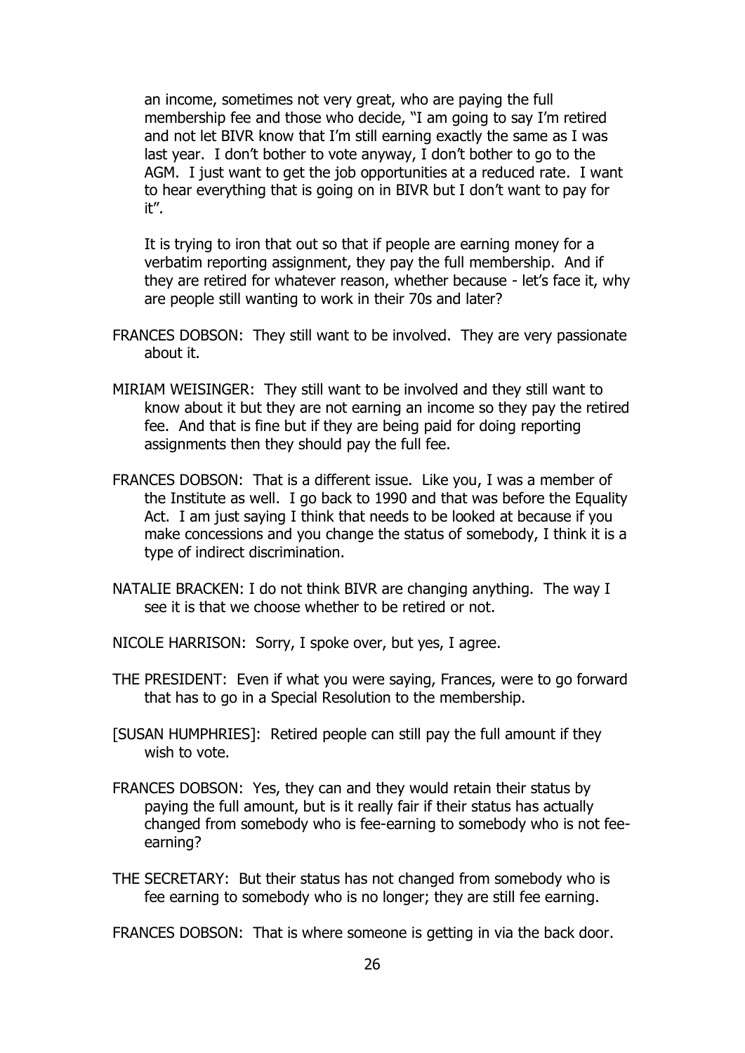an income, sometimes not very great, who are paying the full membership fee and those who decide, "I am going to say I'm retired and not let BIVR know that I'm still earning exactly the same as I was last year. I don't bother to vote anyway, I don't bother to go to the AGM. I just want to get the job opportunities at a reduced rate. I want to hear everything that is going on in BIVR but I don't want to pay for it".

It is trying to iron that out so that if people are earning money for a verbatim reporting assignment, they pay the full membership. And if they are retired for whatever reason, whether because - let's face it, why are people still wanting to work in their 70s and later?

FRANCES DOBSON: They still want to be involved. They are very passionate about it.

MIRIAM WEISINGER: They still want to be involved and they still want to know about it but they are not earning an income so they pay the retired fee. And that is fine but if they are being paid for doing reporting assignments then they should pay the full fee.

FRANCES DOBSON: That is a different issue. Like you, I was a member of the Institute as well. I go back to 1990 and that was before the Equality Act. I am just saying I think that needs to be looked at because if you make concessions and you change the status of somebody, I think it is a type of indirect discrimination.

NATALIE BRACKEN: I do not think BIVR are changing anything. The way I see it is that we choose whether to be retired or not.

NICOLE HARRISON: Sorry, I spoke over, but yes, I agree.

THE PRESIDENT: Even if what you were saying, Frances, were to go forward that has to go in a Special Resolution to the membership.

[SUSAN HUMPHRIES]: Retired people can still pay the full amount if they wish to vote.

FRANCES DOBSON: Yes, they can and they would retain their status by paying the full amount, but is it really fair if their status has actually changed from somebody who is fee-earning to somebody who is not fee-earning?

THE SECRETARY: But their status has not changed from somebody who is fee earning to somebody who is no longer; they are still fee earning.

FRANCES DOBSON: That is where someone is getting in via the back door.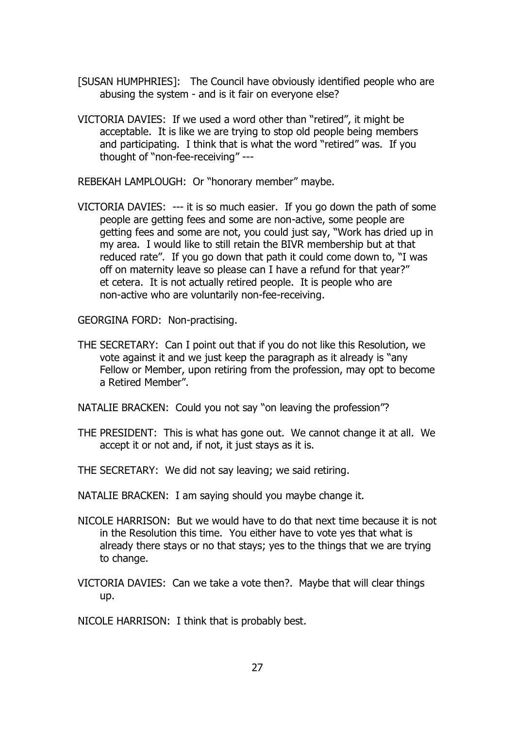[SUSAN HUMPHRIES]: The Council have obviously identified people who are abusing the system - and is it fair on everyone else?

VICTORIA DAVIES: If we used a word other than "retired", it might be acceptable. It is like we are trying to stop old people being members and participating. I think that is what the word "retired" was. If you thought of "non-fee-receiving" ---

REBEKAH LAMPLOUGH: Or "honorary member" maybe.

VICTORIA DAVIES: --- it is so much easier. If you go down the path of some people are getting fees and some are non-active, some people are getting fees and some are not, you could just say, "Work has dried up in my area. I would like to still retain the BIVR membership but at that reduced rate". If you go down that path it could come down to, "I was off on maternity leave so please can I have a refund for that year?" et cetera. It is not actually retired people. It is people who are non-active who are voluntarily non-fee-receiving.

GEORGINA FORD: Non-practising.

THE SECRETARY: Can I point out that if you do not like this Resolution, we vote against it and we just keep the paragraph as it already is "any Fellow or Member, upon retiring from the profession, may opt to become a Retired Member".

NATALIE BRACKEN: Could you not say "on leaving the profession"?

THE PRESIDENT: This is what has gone out. We cannot change it at all. We accept it or not and, if not, it just stays as it is.

THE SECRETARY: We did not say leaving; we said retiring.

NATALIE BRACKEN: I am saying should you maybe change it.

NICOLE HARRISON: But we would have to do that next time because it is not in the Resolution this time. You either have to vote yes that what is already there stays or no that stays; yes to the things that we are trying to change.

VICTORIA DAVIES: Can we take a vote then?. Maybe that will clear things up.

NICOLE HARRISON: I think that is probably best.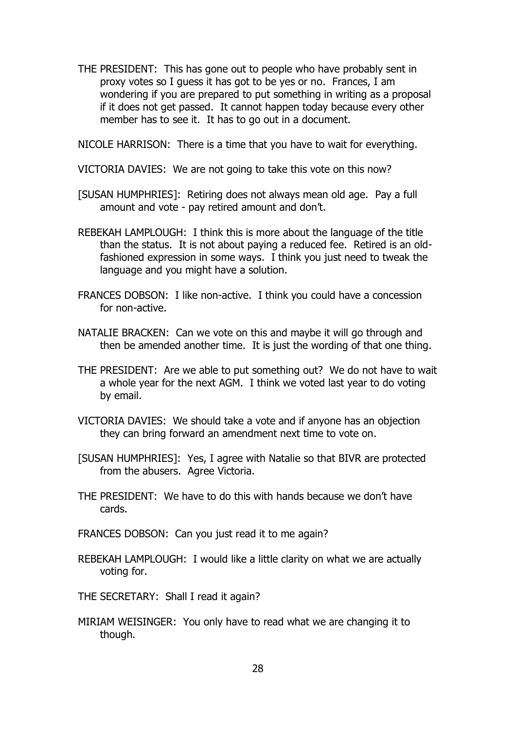THE PRESIDENT: This has gone out to people who have probably sent in proxy votes so I guess it has got to be yes or no. Frances, I am wondering if you are prepared to put something in writing as a proposal if it does not get passed. It cannot happen today because every other member has to see it. It has to go out in a document.

NICOLE HARRISON: There is a time that you have to wait for everything.

VICTORIA DAVIES: We are not going to take this vote on this now?

[SUSAN HUMPHRIES]: Retiring does not always mean old age. Pay a full amount and vote - pay retired amount and don't.

REBEKAH LAMPLOUGH: I think this is more about the language of the title than the status. It is not about paying a reduced fee. Retired is an old-fashioned expression in some ways. I think you just need to tweak the language and you might have a solution.

FRANCES DOBSON: I like non-active. I think you could have a concession for non-active.

NATALIE BRACKEN: Can we vote on this and maybe it will go through and then be amended another time. It is just the wording of that one thing.

THE PRESIDENT: Are we able to put something out? We do not have to wait a whole year for the next AGM. I think we voted last year to do voting by email.

VICTORIA DAVIES: We should take a vote and if anyone has an objection they can bring forward an amendment next time to vote on.

[SUSAN HUMPHRIES]: Yes, I agree with Natalie so that BIVR are protected from the abusers. Agree Victoria.

THE PRESIDENT: We have to do this with hands because we don't have cards.

FRANCES DOBSON: Can you just read it to me again?

REBEKAH LAMPLOUGH: I would like a little clarity on what we are actually voting for.

THE SECRETARY: Shall I read it again?

MIRIAM WEISINGER: You only have to read what we are changing it to though.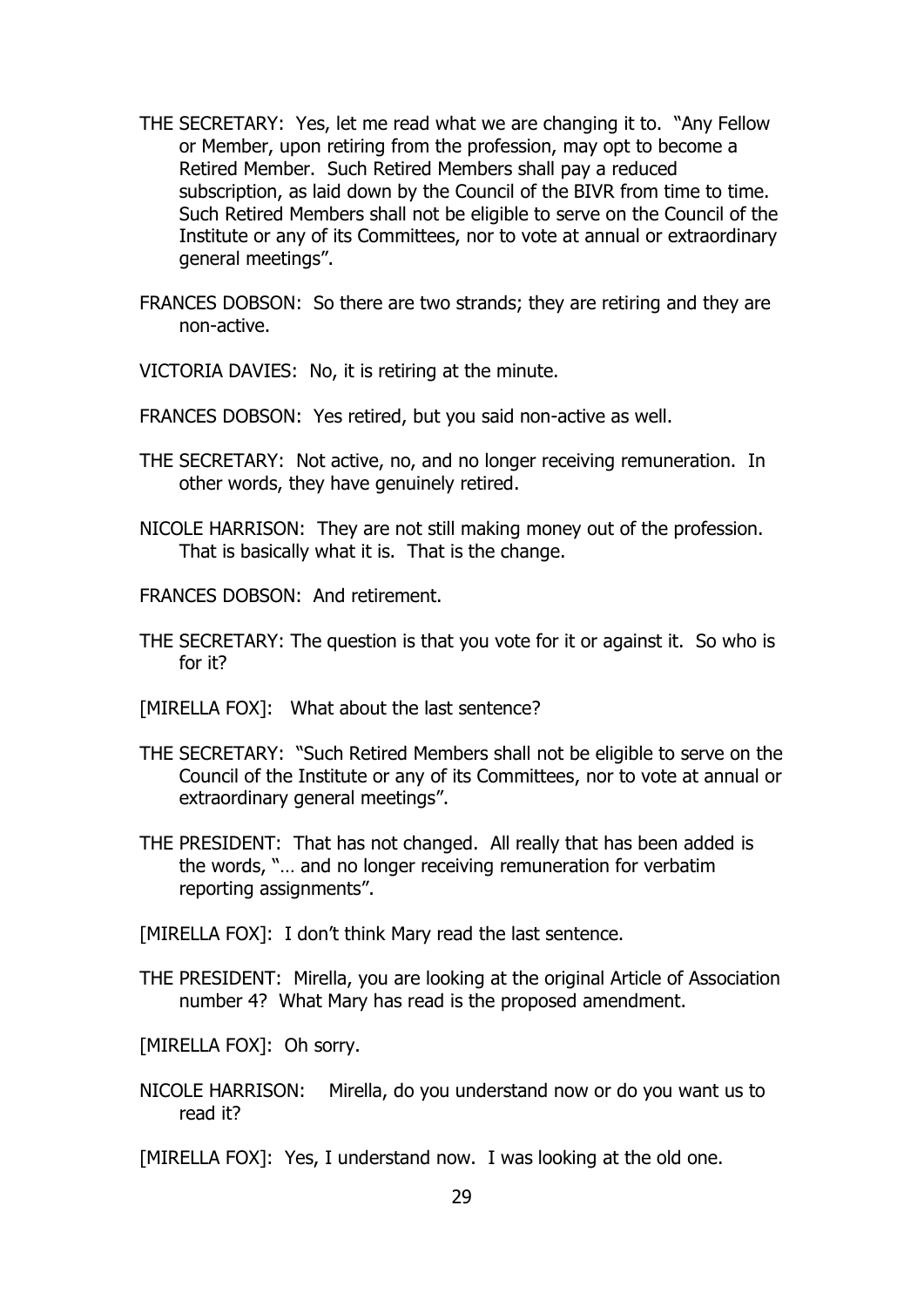THE SECRETARY: Yes, let me read what we are changing it to. "Any Fellow or Member, upon retiring from the profession, may opt to become a Retired Member. Such Retired Members shall pay a reduced subscription, as laid down by the Council of the BIVR from time to time. Such Retired Members shall not be eligible to serve on the Council of the Institute or any of its Committees, nor to vote at annual or extraordinary general meetings".

FRANCES DOBSON: So there are two strands; they are retiring and they are non-active.

VICTORIA DAVIES: No, it is retiring at the minute.

FRANCES DOBSON: Yes retired, but you said non-active as well.

THE SECRETARY: Not active, no, and no longer receiving remuneration. In other words, they have genuinely retired.

NICOLE HARRISON: They are not still making money out of the profession. That is basically what it is. That is the change.

FRANCES DOBSON: And retirement.

THE SECRETARY: The question is that you vote for it or against it. So who is for it?

[MIRELLA FOX]: What about the last sentence?

THE SECRETARY: "Such Retired Members shall not be eligible to serve on the Council of the Institute or any of its Committees, nor to vote at annual or extraordinary general meetings".

THE PRESIDENT: That has not changed. All really that has been added is the words, "… and no longer receiving remuneration for verbatim reporting assignments".

[MIRELLA FOX]: I don't think Mary read the last sentence.

THE PRESIDENT: Mirella, you are looking at the original Article of Association number 4? What Mary has read is the proposed amendment.

[MIRELLA FOX]: Oh sorry.

NICOLE HARRISON: Mirella, do you understand now or do you want us to read it?

[MIRELLA FOX]: Yes, I understand now. I was looking at the old one.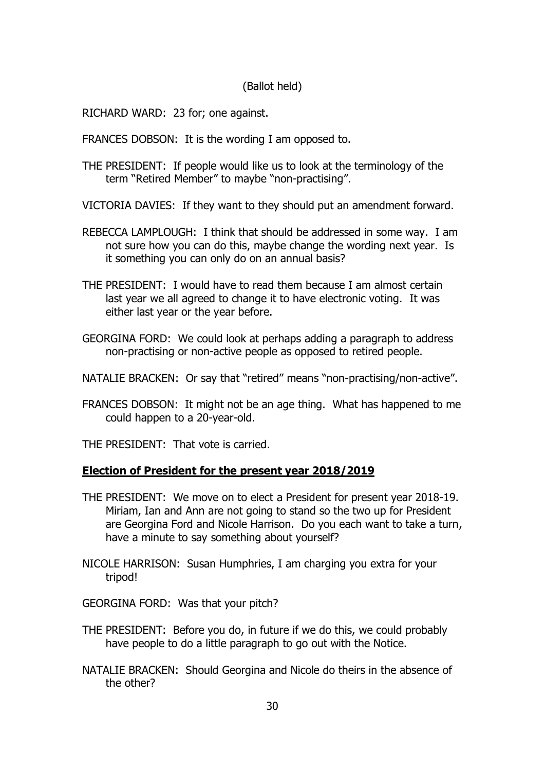(Ballot held)

RICHARD WARD: 23 for; one against.

FRANCES DOBSON: It is the wording I am opposed to.

THE PRESIDENT: If people would like us to look at the terminology of the term "Retired Member" to maybe "non-practising".

VICTORIA DAVIES: If they want to they should put an amendment forward.

REBECCA LAMPLOUGH: I think that should be addressed in some way. I am not sure how you can do this, maybe change the wording next year. Is it something you can only do on an annual basis?

THE PRESIDENT: I would have to read them because I am almost certain last year we all agreed to change it to have electronic voting. It was either last year or the year before.

GEORGINA FORD: We could look at perhaps adding a paragraph to address non-practising or non-active people as opposed to retired people.

NATALIE BRACKEN: Or say that "retired" means "non-practising/non-active".

FRANCES DOBSON: It might not be an age thing. What has happened to me could happen to a 20-year-old.

THE PRESIDENT: That vote is carried.

**Election of President for the present year 2018/2019**

THE PRESIDENT: We move on to elect a President for present year 2018-19. Miriam, Ian and Ann are not going to stand so the two up for President are Georgina Ford and Nicole Harrison. Do you each want to take a turn, have a minute to say something about yourself?

NICOLE HARRISON: Susan Humphries, I am charging you extra for your tripod!

GEORGINA FORD: Was that your pitch?

THE PRESIDENT: Before you do, in future if we do this, we could probably have people to do a little paragraph to go out with the Notice.

NATALIE BRACKEN: Should Georgina and Nicole do theirs in the absence of the other?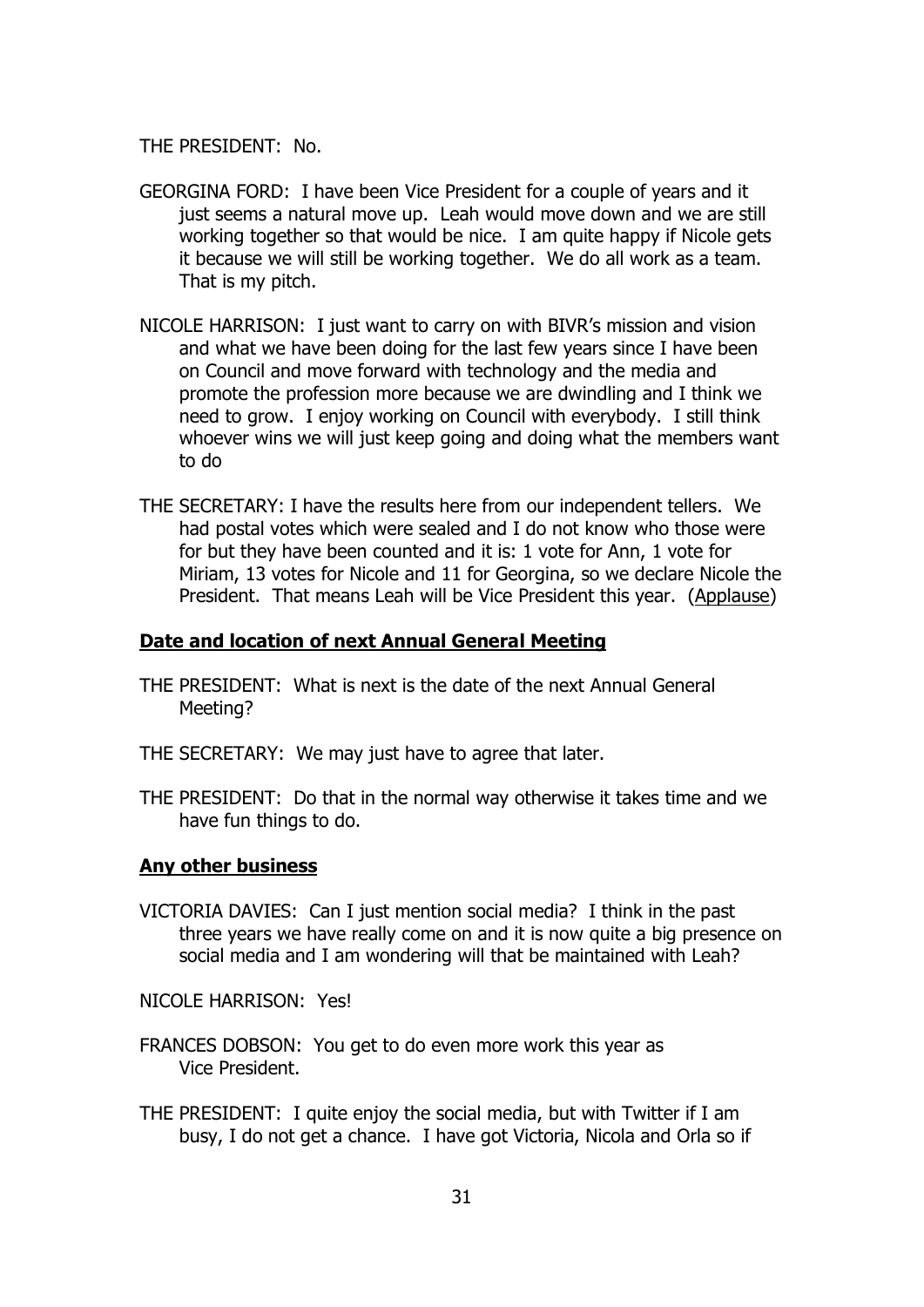THE PRESIDENT: No.

GEORGINA FORD: I have been Vice President for a couple of years and it just seems a natural move up. Leah would move down and we are still working together so that would be nice. I am quite happy if Nicole gets it because we will still be working together. We do all work as a team. That is my pitch.

NICOLE HARRISON: I just want to carry on with BIVR's mission and vision and what we have been doing for the last few years since I have been on Council and move forward with technology and the media and promote the profession more because we are dwindling and I think we need to grow. I enjoy working on Council with everybody. I still think whoever wins we will just keep going and doing what the members want to do

THE SECRETARY: I have the results here from our independent tellers. We had postal votes which were sealed and I do not know who those were for but they have been counted and it is: 1 vote for Ann, 1 vote for Miriam, 13 votes for Nicole and 11 for Georgina, so we declare Nicole the President. That means Leah will be Vice President this year. (Applause)

## Date and location of next Annual General Meeting

THE PRESIDENT: What is next is the date of the next Annual General Meeting?

THE SECRETARY: We may just have to agree that later.

THE PRESIDENT: Do that in the normal way otherwise it takes time and we have fun things to do.

## Any other business

VICTORIA DAVIES: Can I just mention social media? I think in the past three years we have really come on and it is now quite a big presence on social media and I am wondering will that be maintained with Leah?

NICOLE HARRISON: Yes!

FRANCES DOBSON: You get to do even more work this year as Vice President.

THE PRESIDENT: I quite enjoy the social media, but with Twitter if I am busy, I do not get a chance. I have got Victoria, Nicola and Orla so if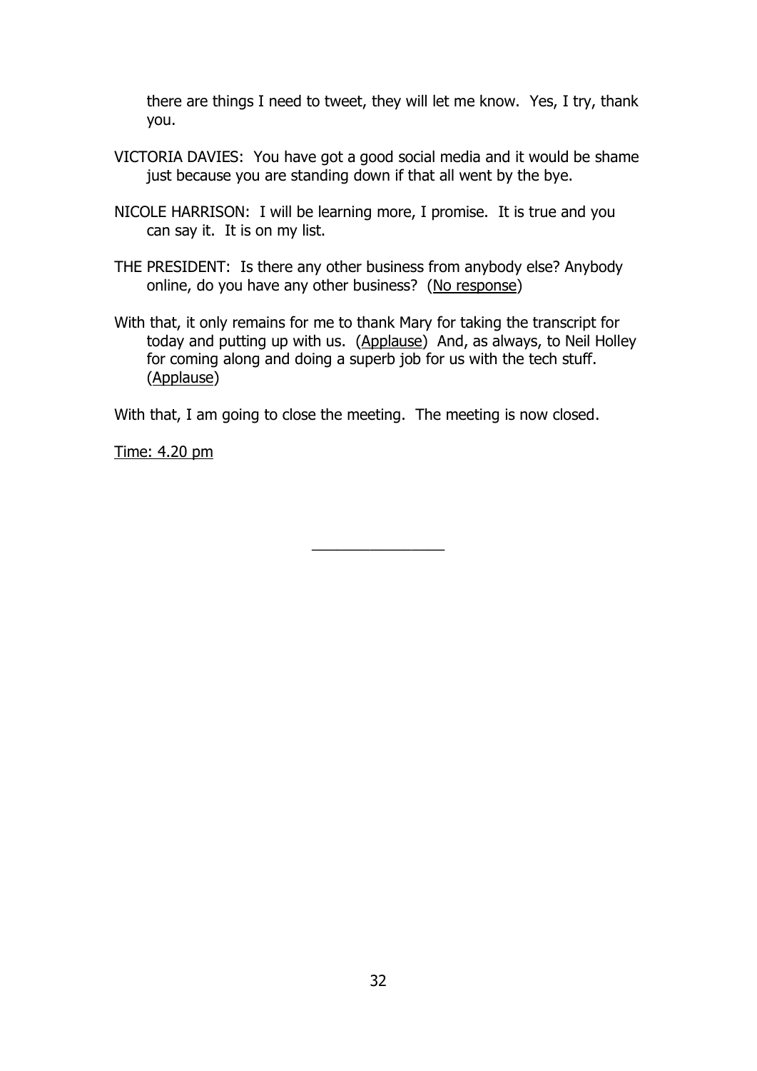there are things I need to tweet, they will let me know. Yes, I try, thank you.

VICTORIA DAVIES: You have got a good social media and it would be shame just because you are standing down if that all went by the bye.

NICOLE HARRISON: I will be learning more, I promise. It is true and you can say it. It is on my list.

THE PRESIDENT: Is there any other business from anybody else? Anybody online, do you have any other business? (No response)

With that, it only remains for me to thank Mary for taking the transcript for today and putting up with us. (Applause) And, as always, to Neil Holley for coming along and doing a superb job for us with the tech stuff. (Applause)

With that, I am going to close the meeting. The meeting is now closed.

Time: 4.20 pm

---